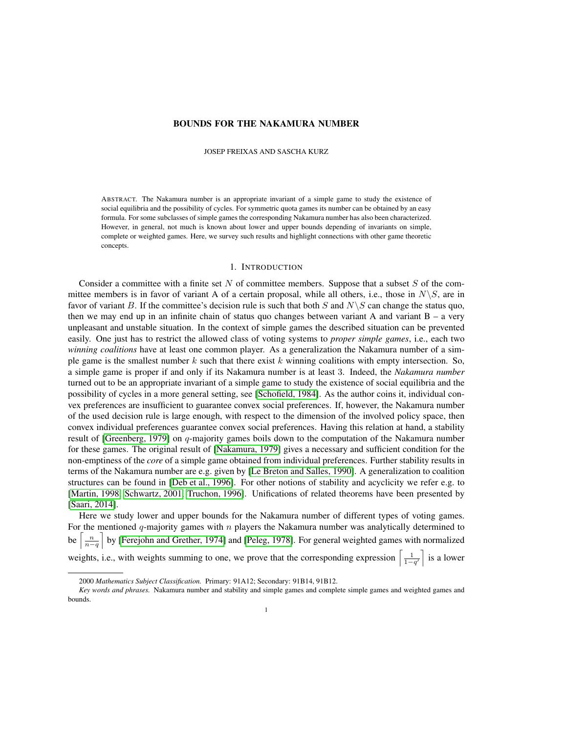# BOUNDS FOR THE NAKAMURA NUMBER

JOSEP FREIXAS AND SASCHA KURZ

ABSTRACT. The Nakamura number is an appropriate invariant of a simple game to study the existence of social equilibria and the possibility of cycles. For symmetric quota games its number can be obtained by an easy formula. For some subclasses of simple games the corresponding Nakamura number has also been characterized. However, in general, not much is known about lower and upper bounds depending of invariants on simple, complete or weighted games. Here, we survey such results and highlight connections with other game theoretic concepts.

## 1. INTRODUCTION

Consider a committee with a finite set $N$ of committee members. Suppose that a subset $S$ of the committee members is in favor of variant A of a certain proposal, while all others, i.e., those in $N\backslash S$, are in favor of variant $B$. If the committee's decision rule is such that both $S$ and $N\backslash S$ can change the status quo, then we may end up in an infinite chain of status quo changes between variant A and variant B – a very unpleasant and unstable situation. In the context of simple games the described situation can be prevented easily. One just has to restrict the allowed class of voting systems to *proper simple games*, i.e., each two *winning coalitions* have at least one common player. As a generalization the Nakamura number of a simple game is the smallest number $k$ such that there exist $k$ winning coalitions with empty intersection. So, a simple game is proper if and only if its Nakamura number is at least 3. Indeed, the *Nakamura number* turned out to be an appropriate invariant of a simple game to study the existence of social equilibria and the possibility of cycles in a more general setting, see [Schofield, 1984]. As the author coins it, individual convex preferences are insufficient to guarantee convex social preferences. If, however, the Nakamura number of the used decision rule is large enough, with respect to the dimension of the involved policy space, then convex individual preferences guarantee convex social preferences. Having this relation at hand, a stability result of [Greenberg, 1979] on $q$-majority games boils down to the computation of the Nakamura number for these games. The original result of [Nakamura, 1979] gives a necessary and sufficient condition for the non-emptiness of the *core* of a simple game obtained from individual preferences. Further stability results in terms of the Nakamura number are e.g. given by [Le Breton and Salles, 1990]. A generalization to coalition structures can be found in [Deb et al., 1996]. For other notions of stability and acyclicity we refer e.g. to [Martin, 1998, Schwartz, 2001, Truchon, 1996]. Unifications of related theorems have been presented by [Saari, 2014].

Here we study lower and upper bounds for the Nakamura number of different types of voting games. For the mentioned $q$-majority games with $n$ players the Nakamura number was analytically determined to be $\left\lceil \frac{n}{n-q} \right\rceil$ by [Ferejohn and Grether, 1974] and [Peleg, 1978]. For general weighted games with normalized weights, i.e., with weights summing to one, we prove that the corresponding expression $\left\lceil \frac{1}{1-q'} \right\rceil$ is a lower

---

2000 *Mathematics Subject Classification.* Primary: 91A12; Secondary: 91B14, 91B12.

*Key words and phrases.* Nakamura number and stability and simple games and complete simple games and weighted games and bounds.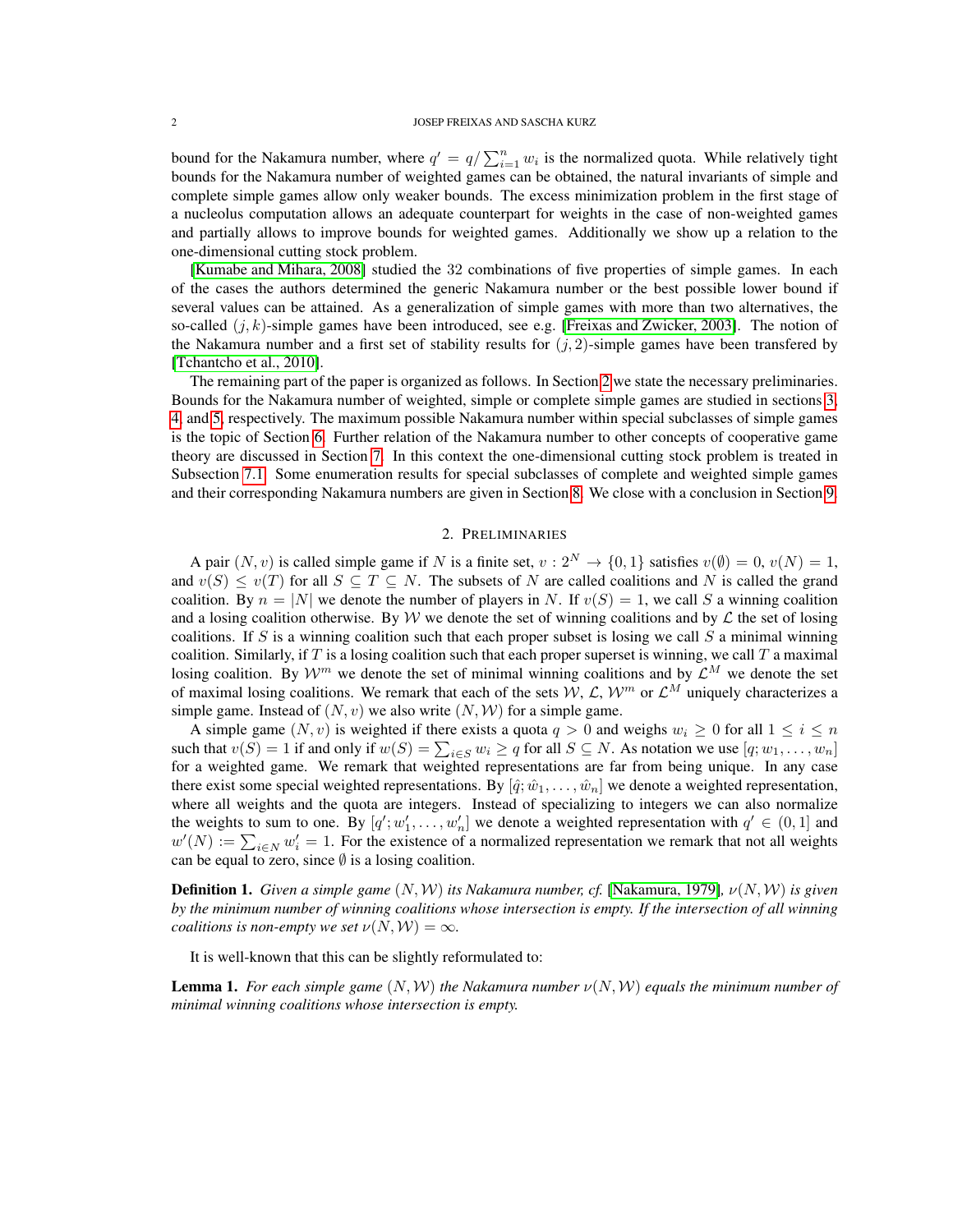bound for the Nakamura number, where $q' = q / \sum_{i=1}^{n} w_i$ is the normalized quota. While relatively tight bounds for the Nakamura number of weighted games can be obtained, the natural invariants of simple and complete simple games allow only weaker bounds. The excess minimization problem in the first stage of a nucleolus computation allows an adequate counterpart for weights in the case of non-weighted games and partially allows to improve bounds for weighted games. Additionally we show up a relation to the one-dimensional cutting stock problem.

[Kumabe and Mihara, 2008] studied the 32 combinations of five properties of simple games. In each of the cases the authors determined the generic Nakamura number or the best possible lower bound if several values can be attained. As a generalization of simple games with more than two alternatives, the so-called $(j, k)$-simple games have been introduced, see e.g. [Freixas and Zwicker, 2003]. The notion of the Nakamura number and a first set of stability results for $(j, 2)$-simple games have been transfered by [Tchantcho et al., 2010].

The remaining part of the paper is organized as follows. In Section 2 we state the necessary preliminaries. Bounds for the Nakamura number of weighted, simple or complete simple games are studied in sections 3, 4, and 5, respectively. The maximum possible Nakamura number within special subclasses of simple games is the topic of Section 6. Further relation of the Nakamura number to other concepts of cooperative game theory are discussed in Section 7. In this context the one-dimensional cutting stock problem is treated in Subsection 7.1. Some enumeration results for special subclasses of complete and weighted simple games and their corresponding Nakamura numbers are given in Section 8. We close with a conclusion in Section 9.

## 2. Preliminaries

A pair $(N, v)$ is called simple game if $N$ is a finite set, $v : 2^N \to \{0, 1\}$ satisfies $v(\emptyset) = 0$, $v(N) = 1$, and $v(S) \le v(T)$ for all $S \subseteq T \subseteq N$. The subsets of $N$ are called coalitions and $N$ is called the grand coalition. By $n = |N|$ we denote the number of players in $N$. If $v(S) = 1$, we call $S$ a winning coalition and a losing coalition otherwise. By $\mathcal{W}$ we denote the set of winning coalitions and by $\mathcal{L}$ the set of losing coalitions. If $S$ is a winning coalition such that each proper subset is losing we call $S$ a minimal winning coalition. Similarly, if $T$ is a losing coalition such that each proper superset is winning, we call $T$ a maximal losing coalition. By $\mathcal{W}^m$ we denote the set of minimal winning coalitions and by $\mathcal{L}^M$ we denote the set of maximal losing coalitions. We remark that each of the sets $\mathcal{W}$, $\mathcal{L}$, $\mathcal{W}^m$ or $\mathcal{L}^M$ uniquely characterizes a simple game. Instead of $(N, v)$ we also write $(N, \mathcal{W})$ for a simple game.

A simple game $(N, v)$ is weighted if there exists a quota $q > 0$ and weighs $w_i \ge 0$ for all $1 \le i \le n$ such that $v(S) = 1$ if and only if $w(S) = \sum_{i \in S} w_i \ge q$ for all $S \subseteq N$. As notation we use $[q; w_1, \dots, w_n]$ for a weighted game. We remark that weighted representations are far from being unique. In any case there exist some special weighted representations. By $[\hat{q}; \hat{w}_1, \dots, \hat{w}_n]$ we denote a weighted representation, where all weights and the quota are integers. Instead of specializing to integers we can also normalize the weights to sum to one. By $[q'; w'_1, \dots, w'_n]$ we denote a weighted representation with $q' \in (0, 1]$ and $w'(N) := \sum_{i \in N} w'_i = 1$. For the existence of a normalized representation we remark that not all weights can be equal to zero, since $\emptyset$ is a losing coalition.

**Definition 1.** *Given a simple game $(N, \mathcal{W})$ its Nakamura number, cf. [Nakamura, 1979], $\nu(N, \mathcal{W})$ is given by the minimum number of winning coalitions whose intersection is empty. If the intersection of all winning coalitions is non-empty we set $\nu(N, \mathcal{W}) = \infty$.*

It is well-known that this can be slightly reformulated to:

**Lemma 1.** *For each simple game $(N, \mathcal{W})$ the Nakamura number $\nu(N, \mathcal{W})$ equals the minimum number of minimal winning coalitions whose intersection is empty.*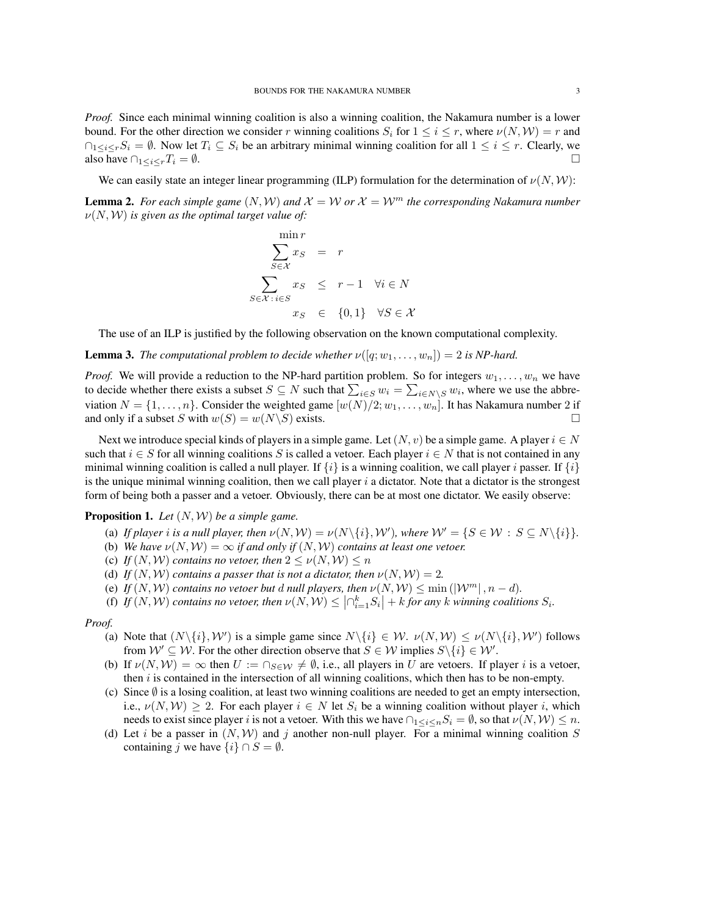*Proof.* Since each minimal winning coalition is also a winning coalition, the Nakamura number is a lower bound. For the other direction we consider $r$ winning coalitions $S_i$ for $1 \le i \le r$, where $\nu(N, \mathcal{W}) = r$ and $\cap_{1\le i\le r} S_i = \emptyset$. Now let $T_i \subseteq S_i$ be an arbitrary minimal winning coalition for all $1 \le i \le r$. Clearly, we also have $\cap_{1\le i\le r} T_i = \emptyset$. □

We can easily state an integer linear programming (ILP) formulation for the determination of $\nu(N, \mathcal{W})$:

**Lemma 2.** *For each simple game $(N, \mathcal{W})$ and $\mathcal{X} = \mathcal{W}$ or $\mathcal{X} = \mathcal{W}^m$ the corresponding Nakamura number $\nu(N, \mathcal{W})$ is given as the optimal target value of:*

$$
\begin{aligned}
&\min r \\
\sum_{S\in\mathcal{X}} x_S &= r \\
\sum_{S\in\mathcal{X}\,:\,i\in S} x_S &\le r-1 \quad \forall i \in N \\
x_S &\in \{0,1\} \quad \forall S \in \mathcal{X}
\end{aligned}
$$

The use of an ILP is justified by the following observation on the known computational complexity.

**Lemma 3.** *The computational problem to decide whether $\nu([q; w_1, \ldots, w_n]) = 2$ is NP-hard.*

*Proof.* We will provide a reduction to the NP-hard partition problem. So for integers $w_1, \ldots, w_n$ we have to decide whether there exists a subset $S \subseteq N$ such that $\sum_{i\in S} w_i = \sum_{i\in N\setminus S} w_i$, where we use the abbreviation $N = \{1, \ldots, n\}$. Consider the weighted game $[w(N)/2; w_1, \ldots, w_n]$. It has Nakamura number 2 if and only if a subset $S$ with $w(S) = w(N\setminus S)$ exists. □

Next we introduce special kinds of players in a simple game. Let $(N, v)$ be a simple game. A player $i \in N$ such that $i \in S$ for all winning coalitions $S$ is called a vetoer. Each player $i \in N$ that is not contained in any minimal winning coalition is called a null player. If $\{i\}$ is a winning coalition, we call player $i$ passer. If $\{i\}$ is the unique minimal winning coalition, then we call player $i$ a dictator. Note that a dictator is the strongest form of being both a passer and a vetoer. Obviously, there can be at most one dictator. We easily observe:

**Proposition 1.** *Let $(N, \mathcal{W})$ be a simple game.*

(a) *If player $i$ is a null player, then $\nu(N, \mathcal{W}) = \nu(N\setminus\{i\}, \mathcal{W}')$, where $\mathcal{W}' = \{S \in \mathcal{W} \,:\, S \subseteq N\setminus\{i\}\}$.*
(b) *We have $\nu(N, \mathcal{W}) = \infty$ if and only if $(N, \mathcal{W})$ contains at least one vetoer.*
(c) *If $(N, \mathcal{W})$ contains no vetoer, then $2 \le \nu(N, \mathcal{W}) \le n$*
(d) *If $(N, \mathcal{W})$ contains a passer that is not a dictator, then $\nu(N, \mathcal{W}) = 2$.*
(e) *If $(N, \mathcal{W})$ contains no vetoer but $d$ null players, then $\nu(N, \mathcal{W}) \le \min(|\mathcal{W}^m|, n-d)$.*
(f) *If $(N, \mathcal{W})$ contains no vetoer, then $\nu(N, \mathcal{W}) \le \left|\cap_{i=1}^k S_i\right| + k$ for any $k$ winning coalitions $S_i$.*

*Proof.*

(a) Note that $(N\setminus\{i\}, \mathcal{W}')$ is a simple game since $N\setminus\{i\} \in \mathcal{W}$. $\nu(N, \mathcal{W}) \le \nu(N\setminus\{i\}, \mathcal{W}')$ follows from $\mathcal{W}' \subseteq \mathcal{W}$. For the other direction observe that $S \in \mathcal{W}$ implies $S\setminus\{i\} \in \mathcal{W}'$.
(b) If $\nu(N, \mathcal{W}) = \infty$ then $U := \cap_{S\in\mathcal{W}} \neq \emptyset$, i.e., all players in $U$ are vetoers. If player $i$ is a vetoer, then $i$ is contained in the intersection of all winning coalitions, which then has to be non-empty.
(c) Since $\emptyset$ is a losing coalition, at least two winning coalitions are needed to get an empty intersection, i.e., $\nu(N, \mathcal{W}) \ge 2$. For each player $i \in N$ let $S_i$ be a winning coalition without player $i$, which needs to exist since player $i$ is not a vetoer. With this we have $\cap_{1\le i\le n} S_i = \emptyset$, so that $\nu(N, \mathcal{W}) \le n$.
(d) Let $i$ be a passer in $(N, \mathcal{W})$ and $j$ another non-null player. For a minimal winning coalition $S$ containing $j$ we have $\{i\} \cap S = \emptyset$.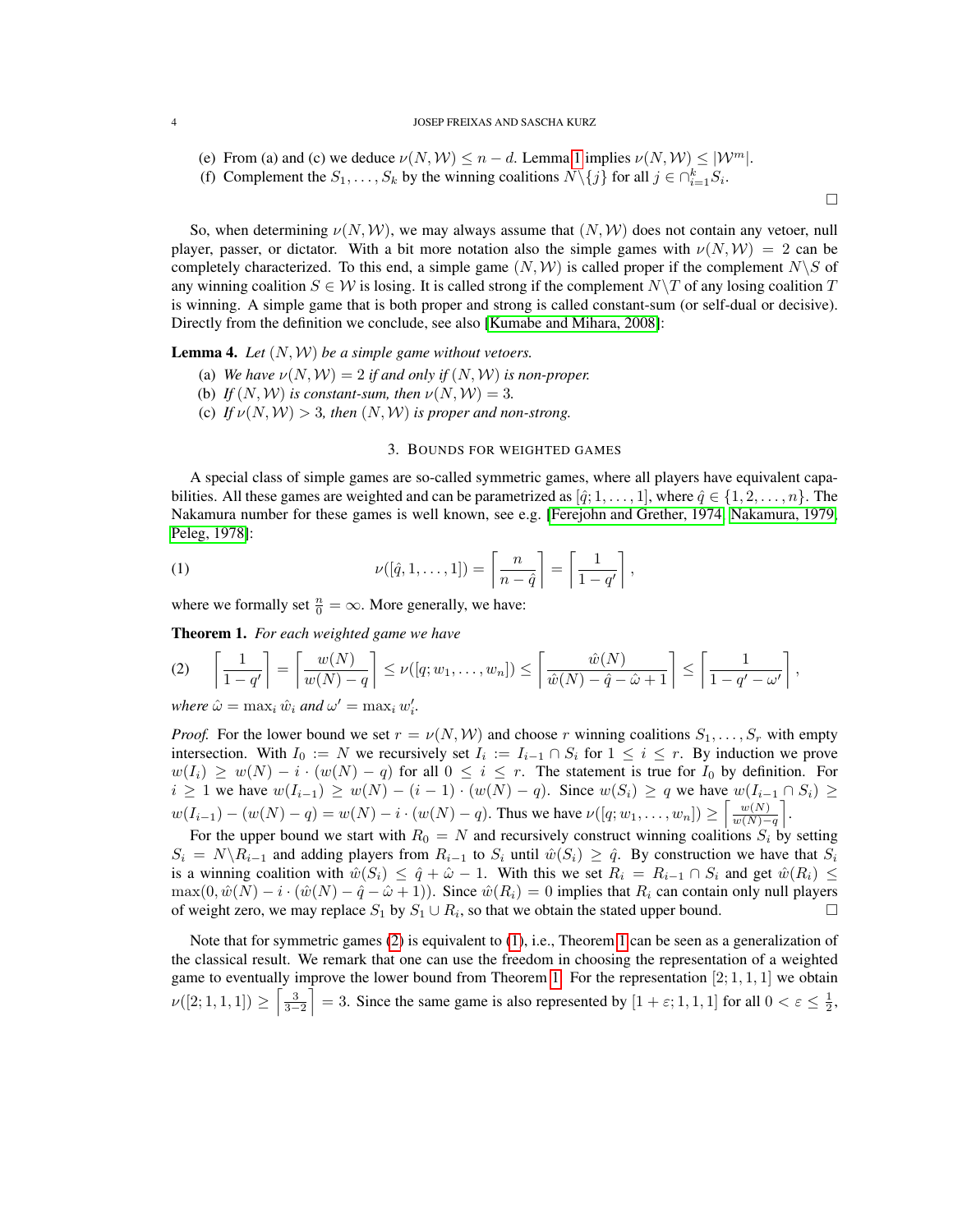(e) From (a) and (c) we deduce $\nu(N, \mathcal{W}) \le n - d$. Lemma 1 implies $\nu(N, \mathcal{W}) \le |\mathcal{W}^m|$.

(f) Complement the $S_1, \dots, S_k$ by the winning coalitions $N\backslash\{j\}$ for all $j \in \cap_{i=1}^k S_i$.

□

So, when determining $\nu(N, \mathcal{W})$, we may always assume that $(N, \mathcal{W})$ does not contain any vetoer, null player, passer, or dictator. With a bit more notation also the simple games with $\nu(N, \mathcal{W}) = 2$ can be completely characterized. To this end, a simple game $(N, \mathcal{W})$ is called proper if the complement $N\backslash S$ of any winning coalition $S \in \mathcal{W}$ is losing. It is called strong if the complement $N\backslash T$ of any losing coalition $T$ is winning. A simple game that is both proper and strong is called constant-sum (or self-dual or decisive). Directly from the definition we conclude, see also [Kumabe and Mihara, 2008]:

**Lemma 4.** *Let $(N, \mathcal{W})$ be a simple game without vetoers.*

(a) *We have $\nu(N, \mathcal{W}) = 2$ if and only if $(N, \mathcal{W})$ is non-proper.*

(b) *If $(N, \mathcal{W})$ is constant-sum, then $\nu(N, \mathcal{W}) = 3$.*

(c) *If $\nu(N, \mathcal{W}) > 3$, then $(N, \mathcal{W})$ is proper and non-strong.*

## 3. Bounds for weighted games

A special class of simple games are so-called symmetric games, where all players have equivalent capabilities. All these games are weighted and can be parametrized as $[\hat{q}; 1, \dots, 1]$, where $\hat{q} \in \{1, 2, \dots, n\}$. The Nakamura number for these games is well known, see e.g. [Ferejohn and Grether, 1974, Nakamura, 1979, Peleg, 1978]:

$$\nu([\hat{q}, 1, \dots, 1]) = \left\lceil \frac{n}{n - \hat{q}} \right\rceil = \left\lceil \frac{1}{1 - q'} \right\rceil, \tag{1}$$

where we formally set $\frac{n}{0} = \infty$. More generally, we have:

**Theorem 1.** *For each weighted game we have*

$$\left\lceil \frac{1}{1 - q'} \right\rceil = \left\lceil \frac{w(N)}{w(N) - q} \right\rceil \le \nu([q; w_1, \dots, w_n]) \le \left\lceil \frac{\hat{w}(N)}{\hat{w}(N) - \hat{q} - \hat{\omega} + 1} \right\rceil \le \left\lceil \frac{1}{1 - q' - \omega'} \right\rceil, \tag{2}$$

*where $\hat{\omega} = \max_i \hat{w}_i$ and $\omega' = \max_i w'_i$.*

*Proof.* For the lower bound we set $r = \nu(N, \mathcal{W})$ and choose $r$ winning coalitions $S_1, \dots, S_r$ with empty intersection. With $I_0 := N$ we recursively set $I_i := I_{i-1} \cap S_i$ for $1 \le i \le r$. By induction we prove $w(I_i) \ge w(N) - i \cdot (w(N) - q)$ for all $0 \le i \le r$. The statement is true for $I_0$ by definition. For $i \ge 1$ we have $w(I_{i-1}) \ge w(N) - (i - 1) \cdot (w(N) - q)$. Since $w(S_i) \ge q$ we have $w(I_{i-1} \cap S_i) \ge w(I_{i-1}) - (w(N) - q) = w(N) - i \cdot (w(N) - q)$. Thus we have $\nu([q; w_1, \dots, w_n]) \ge \left\lceil \frac{w(N)}{w(N) - q} \right\rceil$.

For the upper bound we start with $R_0 = N$ and recursively construct winning coalitions $S_i$ by setting $S_i = N\backslash R_{i-1}$ and adding players from $R_{i-1}$ to $S_i$ until $\hat{w}(S_i) \ge \hat{q}$. By construction we have that $S_i$ is a winning coalition with $\hat{w}(S_i) \le \hat{q} + \hat{\omega} - 1$. With this we set $R_i = R_{i-1} \cap S_i$ and get $\hat{w}(R_i) \le \max(0, \hat{w}(N) - i \cdot (\hat{w}(N) - \hat{q} - \hat{\omega} + 1))$. Since $\hat{w}(R_i) = 0$ implies that $R_i$ can contain only null players of weight zero, we may replace $S_1$ by $S_1 \cup R_i$, so that we obtain the stated upper bound. □

Note that for symmetric games (2) is equivalent to (1), i.e., Theorem 1 can be seen as a generalization of the classical result. We remark that one can use the freedom in choosing the representation of a weighted game to eventually improve the lower bound from Theorem 1. For the representation $[2; 1, 1, 1]$ we obtain $\nu([2; 1, 1, 1]) \ge \left\lceil \frac{3}{3-2} \right\rceil = 3$. Since the same game is also represented by $[1 + \varepsilon; 1, 1, 1]$ for all $0 < \varepsilon \le \frac{1}{2}$,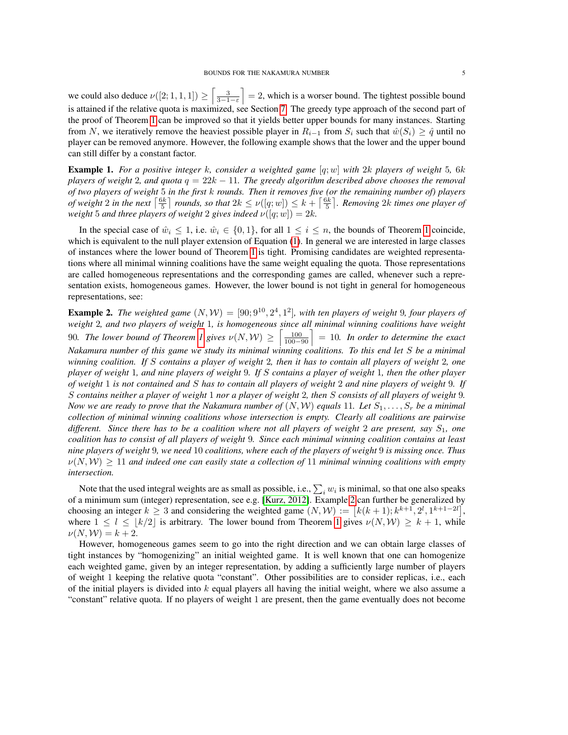we could also deduce $\nu([2;1,1,1]) \geq \left\lceil \frac{3}{3-1-\varepsilon} \right\rceil = 2$, which is a worser bound. The tightest possible bound is attained if the relative quota is maximized, see Section 7. The greedy type approach of the second part of the proof of Theorem 1 can be improved so that it yields better upper bounds for many instances. Starting from $N$, we iteratively remove the heaviest possible player in $R_{i-1}$ from $S_i$ such that $\hat{w}(S_i) \geq \hat{q}$ until no player can be removed anymore. However, the following example shows that the lower and the upper bound can still differ by a constant factor.

**Example 1.** *For a positive integer $k$, consider a weighted game $[q;w]$ with $2k$ players of weight 5, $6k$ players of weight 2, and quota $q = 22k - 11$. The greedy algorithm described above chooses the removal of two players of weight 5 in the first $k$ rounds. Then it removes five (or the remaining number of) players of weight 2 in the next $\left\lceil \frac{6k}{5} \right\rceil$ rounds, so that $2k \leq \nu([q;w]) \leq k + \left\lceil \frac{6k}{5} \right\rceil$. Removing $2k$ times one player of weight 5 and three players of weight 2 gives indeed $\nu([q;w]) = 2k$.*

In the special case of $\hat{w}_i \leq 1$, i.e. $\hat{w}_i \in \{0,1\}$, for all $1 \leq i \leq n$, the bounds of Theorem 1 coincide, which is equivalent to the null player extension of Equation (1). In general we are interested in large classes of instances where the lower bound of Theorem 1 is tight. Promising candidates are weighted representations where all minimal winning coalitions have the same weight equaling the quota. Those representations are called homogeneous representations and the corresponding games are called, whenever such a representation exists, homogeneous games. However, the lower bound is not tight in general for homogeneous representations, see:

**Example 2.** *The weighted game $(N,\mathcal{W}) = [90; 9^{10}, 2^4, 1^2]$, with ten players of weight 9, four players of weight 2, and two players of weight 1, is homogeneous since all minimal winning coalitions have weight 90. The lower bound of Theorem 1 gives $\nu(N,\mathcal{W}) \geq \left\lceil \frac{100}{100-90} \right\rceil = 10$. In order to determine the exact Nakamura number of this game we study its minimal winning coalitions. To this end let $S$ be a minimal winning coalition. If $S$ contains a player of weight 2, then it has to contain all players of weight 2, one player of weight 1, and nine players of weight 9. If $S$ contains a player of weight 1, then the other player of weight 1 is not contained and $S$ has to contain all players of weight 2 and nine players of weight 9. If $S$ contains neither a player of weight 1 nor a player of weight 2, then $S$ consists of all players of weight 9. Now we are ready to prove that the Nakamura number of $(N,\mathcal{W})$ equals 11. Let $S_1,\dots,S_r$ be a minimal collection of minimal winning coalitions whose intersection is empty. Clearly all coalitions are pairwise different. Since there has to be a coalition where not all players of weight 2 are present, say $S_1$, one coalition has to consist of all players of weight 9. Since each minimal winning coalition contains at least nine players of weight 9, we need 10 coalitions, where each of the players of weight 9 is missing once. Thus $\nu(N,\mathcal{W}) \geq 11$ and indeed one can easily state a collection of 11 minimal winning coalitions with empty intersection.*

Note that the used integral weights are as small as possible, i.e., $\sum_i w_i$ is minimal, so that one also speaks of a minimum sum (integer) representation, see e.g. [Kurz, 2012]. Example 2 can further be generalized by choosing an integer $k \geq 3$ and considering the weighted game $(N,\mathcal{W}) := \left[k(k+1); k^{k+1}, 2^l, 1^{k+1-2l}\right]$, where $1 \leq l \leq \lfloor k/2 \rfloor$ is arbitrary. The lower bound from Theorem 1 gives $\nu(N,\mathcal{W}) \geq k+1$, while $\nu(N,\mathcal{W}) = k+2$.

However, homogeneous games seem to go into the right direction and we can obtain large classes of tight instances by "homogenizing" an initial weighted game. It is well known that one can homogenize each weighted game, given by an integer representation, by adding a sufficiently large number of players of weight 1 keeping the relative quota "constant". Other possibilities are to consider replicas, i.e., each of the initial players is divided into $k$ equal players all having the initial weight, where we also assume a "constant" relative quota. If no players of weight 1 are present, then the game eventually does not become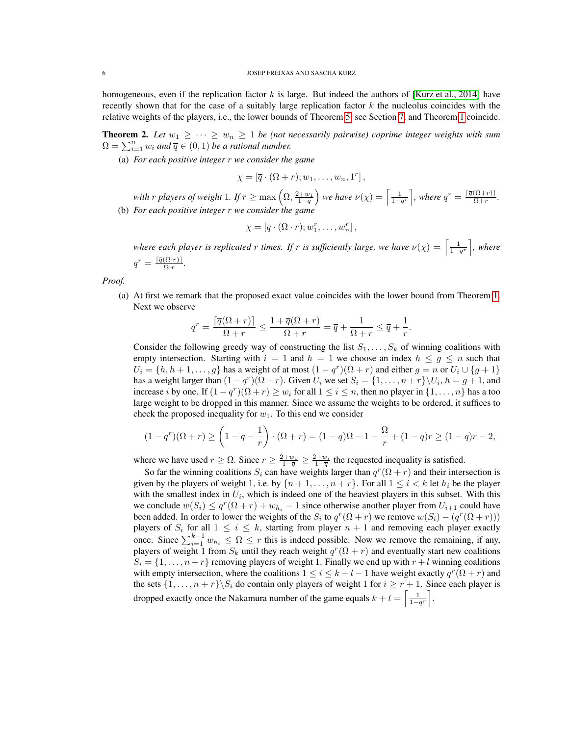homogeneous, even if the replication factor $k$ is large. But indeed the authors of [Kurz et al., 2014] have recently shown that for the case of a suitably large replication factor $k$ the nucleolus coincides with the relative weights of the players, i.e., the lower bounds of Theorem 5, see Section 7, and Theorem 1 coincide.

**Theorem 2.** *Let $w_1 \ge \dots \ge w_n \ge 1$ be (not necessarily pairwise) coprime integer weights with sum $\Omega = \sum_{i=1}^n w_i$ and $\overline{q} \in (0,1)$ be a rational number.*

(a) *For each positive integer $r$ we consider the game*

$$\chi = [\overline{q} \cdot (\Omega + r); w_1, \dots, w_n, 1^r],$$

*with $r$ players of weight 1. If $r \ge \max\left(\Omega, \frac{2+w_1}{1-\overline{q}}\right)$ we have $\nu(\chi) = \left\lceil \frac{1}{1-q^r} \right\rceil$, where $q^r = \frac{\lceil \overline{q}(\Omega+r) \rceil}{\Omega+r}$.*

(b) *For each positive integer $r$ we consider the game*

$$\chi = [\overline{q} \cdot (\Omega \cdot r); w_1^r, \dots, w_n^r],$$

*where each player is replicated $r$ times. If $r$ is sufficiently large, we have $\nu(\chi) = \left\lceil \frac{1}{1-q^r} \right\rceil$, where $q^r = \frac{\lceil \overline{q}(\Omega \cdot r) \rceil}{\Omega \cdot r}$.*

*Proof.*

(a) At first we remark that the proposed exact value coincides with the lower bound from Theorem 1. Next we observe

$$q^r = \frac{\lceil \overline{q}(\Omega + r) \rceil}{\Omega + r} \le \frac{1 + \overline{q}(\Omega + r)}{\Omega + r} = \overline{q} + \frac{1}{\Omega + r} \le \overline{q} + \frac{1}{r}.$$

Consider the following greedy way of constructing the list $S_1, \dots, S_k$ of winning coalitions with empty intersection. Starting with $i = 1$ and $h = 1$ we choose an index $h \le g \le n$ such that $U_i = \{h, h+1, \dots, g\}$ has a weight of at most $(1 - q^r)(\Omega + r)$ and either $g = n$ or $U_i \cup \{g+1\}$ has a weight larger than $(1 - q^r)(\Omega + r)$. Given $U_i$ we set $S_i = \{1, \dots, n+r\} \backslash U_i$, $h = g + 1$, and increase $i$ by one. If $(1 - q^r)(\Omega + r) \ge w_i$ for all $1 \le i \le n$, then no player in $\{1, \dots, n\}$ has a too large weight to be dropped in this manner. Since we assume the weights to be ordered, it suffices to check the proposed inequality for $w_1$. To this end we consider

$$(1 - q^r)(\Omega + r) \ge \left(1 - \overline{q} - \frac{1}{r}\right) \cdot (\Omega + r) = (1 - \overline{q})\Omega - 1 - \frac{\Omega}{r} + (1 - \overline{q})r \ge (1 - \overline{q})r - 2,$$

where we have used $r \ge \Omega$. Since $r \ge \frac{2+w_1}{1-\overline{q}} \ge \frac{2+w_i}{1-\overline{q}}$ the requested inequality is satisfied.

So far the winning coalitions $S_i$ can have weights larger than $q^r(\Omega + r)$ and their intersection is given by the players of weight 1, i.e. by $\{n+1, \dots, n+r\}$. For all $1 \le i < k$ let $h_i$ be the player with the smallest index in $U_i$, which is indeed one of the heaviest players in this subset. With this we conclude $w(S_i) \le q^r(\Omega + r) + w_{h_i} - 1$ since otherwise another player from $U_{i+1}$ could have been added. In order to lower the weights of the $S_i$ to $q^r(\Omega + r)$ we remove $w(S_i) - (q^r(\Omega + r)))$ players of $S_i$ for all $1 \le i \le k$, starting from player $n + 1$ and removing each player exactly once. Since $\sum_{i=1}^{k-1} w_{h_i} \le \Omega \le r$ this is indeed possible. Now we remove the remaining, if any, players of weight 1 from $S_k$ until they reach weight $q^r(\Omega + r)$ and eventually start new coalitions $S_i = \{1, \dots, n+r\}$ removing players of weight 1. Finally we end up with $r + l$ winning coalitions with empty intersection, where the coalitions $1 \le i \le k + l - 1$ have weight exactly $q^r(\Omega + r)$ and the sets $\{1, \dots, n+r\} \backslash S_i$ do contain only players of weight 1 for $i \ge r + 1$. Since each player is dropped exactly once the Nakamura number of the game equals $k + l = \left\lceil \frac{1}{1-q^r} \right\rceil$.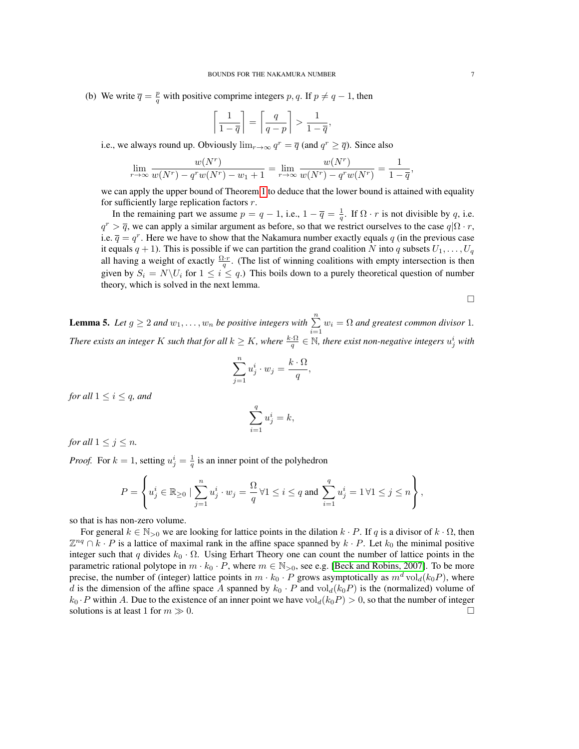(b) We write $\overline{q} = \frac{p}{q}$ with positive comprime integers $p, q$. If $p \neq q-1$, then

$$\left\lceil \frac{1}{1-\overline{q}} \right\rceil = \left\lceil \frac{q}{q-p} \right\rceil > \frac{1}{1-\overline{q}},$$

i.e., we always round up. Obviously $\lim_{r\to\infty} q^r = \overline{q}$ (and $q^r \geq \overline{q}$). Since also

$$\lim_{r\to\infty} \frac{w(N^r)}{w(N^r) - q^r w(N^r) - w_1 + 1} = \lim_{r\to\infty} \frac{w(N^r)}{w(N^r) - q^r w(N^r)} = \frac{1}{1-\overline{q}},$$

we can apply the upper bound of Theorem 1 to deduce that the lower bound is attained with equality for sufficiently large replication factors $r$.

In the remaining part we assume $p = q-1$, i.e., $1 - \overline{q} = \frac{1}{q}$. If $\Omega \cdot r$ is not divisible by $q$, i.e. $q^r > \overline{q}$, we can apply a similar argument as before, so that we restrict ourselves to the case $q|\Omega \cdot r$, i.e. $\overline{q} = q^r$. Here we have to show that the Nakamura number exactly equals $q$ (in the previous case it equals $q+1$). This is possible if we can partition the grand coalition $N$ into $q$ subsets $U_1, \ldots, U_q$ all having a weight of exactly $\frac{\Omega \cdot r}{q}$. (The list of winning coalitions with empty intersection is then given by $S_i = N \backslash U_i$ for $1 \leq i \leq q$.) This boils down to a purely theoretical question of number theory, which is solved in the next lemma.

□

**Lemma 5.** *Let $g \geq 2$ and $w_1, \ldots, w_n$ be positive integers with $\sum_{i=1}^{n} w_i = \Omega$ and greatest common divisor 1. There exists an integer $K$ such that for all $k \geq K$, where $\frac{k \cdot \Omega}{q} \in \mathbb{N}$, there exist non-negative integers $u_j^i$ with*

$$\sum_{j=1}^{n} u_j^i \cdot w_j = \frac{k \cdot \Omega}{q},$$

*for all $1 \leq i \leq q$, and*

$$\sum_{i=1}^{q} u_j^i = k,$$

*for all $1 \leq j \leq n$.*

*Proof.* For $k = 1$, setting $u_j^i = \frac{1}{q}$ is an inner point of the polyhedron

$$P = \left\{ u_j^i \in \mathbb{R}_{\geq 0} \mid \sum_{j=1}^{n} u_j^i \cdot w_j = \frac{\Omega}{q} \, \forall 1 \leq i \leq q \text{ and } \sum_{i=1}^{q} u_j^i = 1 \, \forall 1 \leq j \leq n \right\},$$

so that is has non-zero volume.

For general $k \in \mathbb{N}_{>0}$ we are looking for lattice points in the dilation $k \cdot P$. If $q$ is a divisor of $k \cdot \Omega$, then $\mathbb{Z}^{nq} \cap k \cdot P$ is a lattice of maximal rank in the affine space spanned by $k \cdot P$. Let $k_0$ the minimal positive integer such that $q$ divides $k_0 \cdot \Omega$. Using Erhart Theory one can count the number of lattice points in the parametric rational polytope in $m \cdot k_0 \cdot P$, where $m \in \mathbb{N}_{>0}$, see e.g. [Beck and Robins, 2007]. To be more precise, the number of (integer) lattice points in $m \cdot k_0 \cdot P$ grows asymptotically as $m^d \operatorname{vol}_d(k_0 P)$, where $d$ is the dimension of the affine space $A$ spanned by $k_0 \cdot P$ and $\operatorname{vol}_d(k_0 P)$ is the (normalized) volume of $k_0 \cdot P$ within $A$. Due to the existence of an inner point we have $\operatorname{vol}_d(k_0 P) > 0$, so that the number of integer solutions is at least 1 for $m \gg 0$. □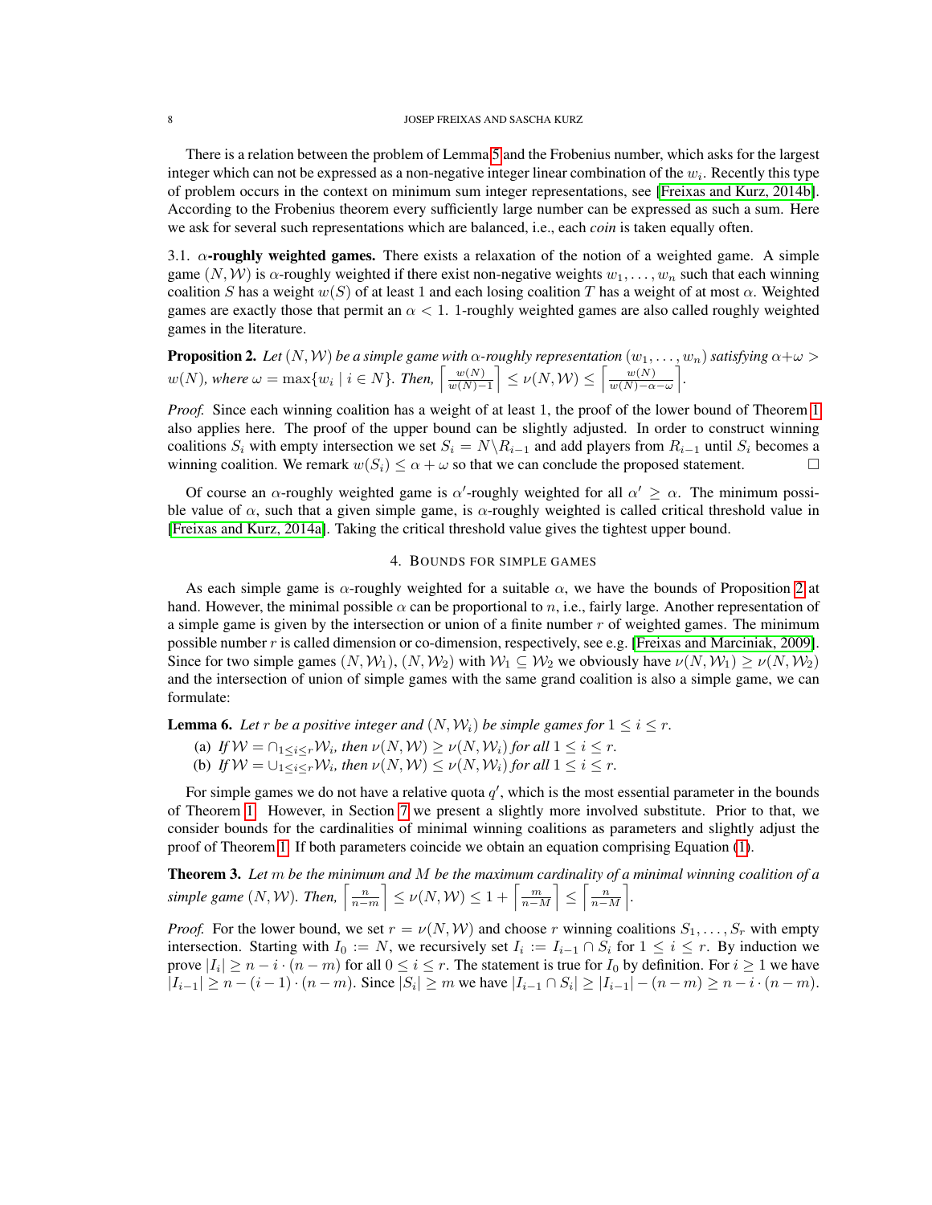There is a relation between the problem of Lemma 5 and the Frobenius number, which asks for the largest integer which can not be expressed as a non-negative integer linear combination of the $w_i$. Recently this type of problem occurs in the context on minimum sum integer representations, see [Freixas and Kurz, 2014b]. According to the Frobenius theorem every sufficiently large number can be expressed as such a sum. Here we ask for several such representations which are balanced, i.e., each *coin* is taken equally often.

3.1. **$\alpha$-roughly weighted games.** There exists a relaxation of the notion of a weighted game. A simple game $(N, \mathcal{W})$ is $\alpha$-roughly weighted if there exist non-negative weights $w_1, \dots, w_n$ such that each winning coalition $S$ has a weight $w(S)$ of at least 1 and each losing coalition $T$ has a weight of at most $\alpha$. Weighted games are exactly those that permit an $\alpha < 1$. 1-roughly weighted games are also called roughly weighted games in the literature.

**Proposition 2.** *Let $(N, \mathcal{W})$ be a simple game with $\alpha$-roughly representation $(w_1, \dots, w_n)$ satisfying $\alpha + \omega > w(N)$, where $\omega = \max\{w_i \mid i \in N\}$. Then, $\left\lceil \frac{w(N)}{w(N)-1} \right\rceil \le \nu(N, \mathcal{W}) \le \left\lceil \frac{w(N)}{w(N)-\alpha-\omega} \right\rceil$.*

*Proof.* Since each winning coalition has a weight of at least 1, the proof of the lower bound of Theorem 1 also applies here. The proof of the upper bound can be slightly adjusted. In order to construct winning coalitions $S_i$ with empty intersection we set $S_i = N \backslash R_{i-1}$ and add players from $R_{i-1}$ until $S_i$ becomes a winning coalition. We remark $w(S_i) \le \alpha + \omega$ so that we can conclude the proposed statement. □

Of course an $\alpha$-roughly weighted game is $\alpha'$-roughly weighted for all $\alpha' \ge \alpha$. The minimum possible value of $\alpha$, such that a given simple game, is $\alpha$-roughly weighted is called critical threshold value in [Freixas and Kurz, 2014a]. Taking the critical threshold value gives the tightest upper bound.

## 4. Bounds for simple games

As each simple game is $\alpha$-roughly weighted for a suitable $\alpha$, we have the bounds of Proposition 2 at hand. However, the minimal possible $\alpha$ can be proportional to $n$, i.e., fairly large. Another representation of a simple game is given by the intersection or union of a finite number $r$ of weighted games. The minimum possible number $r$ is called dimension or co-dimension, respectively, see e.g. [Freixas and Marciniak, 2009]. Since for two simple games $(N, \mathcal{W}_1)$, $(N, \mathcal{W}_2)$ with $\mathcal{W}_1 \subseteq \mathcal{W}_2$ we obviously have $\nu(N, \mathcal{W}_1) \ge \nu(N, \mathcal{W}_2)$ and the intersection of union of simple games with the same grand coalition is also a simple game, we can formulate:

**Lemma 6.** *Let $r$ be a positive integer and $(N, \mathcal{W}_i)$ be simple games for $1 \le i \le r$.*

- (a) *If $\mathcal{W} = \cap_{1 \le i \le r} \mathcal{W}_i$, then $\nu(N, \mathcal{W}) \ge \nu(N, \mathcal{W}_i)$ for all $1 \le i \le r$.*
- (b) *If $\mathcal{W} = \cup_{1 \le i \le r} \mathcal{W}_i$, then $\nu(N, \mathcal{W}) \le \nu(N, \mathcal{W}_i)$ for all $1 \le i \le r$.*

For simple games we do not have a relative quota $q'$, which is the most essential parameter in the bounds of Theorem 1. However, in Section 7 we present a slightly more involved substitute. Prior to that, we consider bounds for the cardinalities of minimal winning coalitions as parameters and slightly adjust the proof of Theorem 1. If both parameters coincide we obtain an equation comprising Equation (1).

**Theorem 3.** *Let $m$ be the minimum and $M$ be the maximum cardinality of a minimal winning coalition of a simple game $(N, \mathcal{W})$. Then, $\left\lceil \frac{n}{n-m} \right\rceil \le \nu(N, \mathcal{W}) \le 1 + \left\lceil \frac{m}{n-M} \right\rceil \le \left\lceil \frac{n}{n-M} \right\rceil$.*

*Proof.* For the lower bound, we set $r = \nu(N, \mathcal{W})$ and choose $r$ winning coalitions $S_1, \dots, S_r$ with empty intersection. Starting with $I_0 := N$, we recursively set $I_i := I_{i-1} \cap S_i$ for $1 \le i \le r$. By induction we prove $|I_i| \ge n - i \cdot (n-m)$ for all $0 \le i \le r$. The statement is true for $I_0$ by definition. For $i \ge 1$ we have $|I_{i-1}| \ge n - (i-1) \cdot (n-m)$. Since $|S_i| \ge m$ we have $|I_{i-1} \cap S_i| \ge |I_{i-1}| - (n-m) \ge n - i \cdot (n-m)$.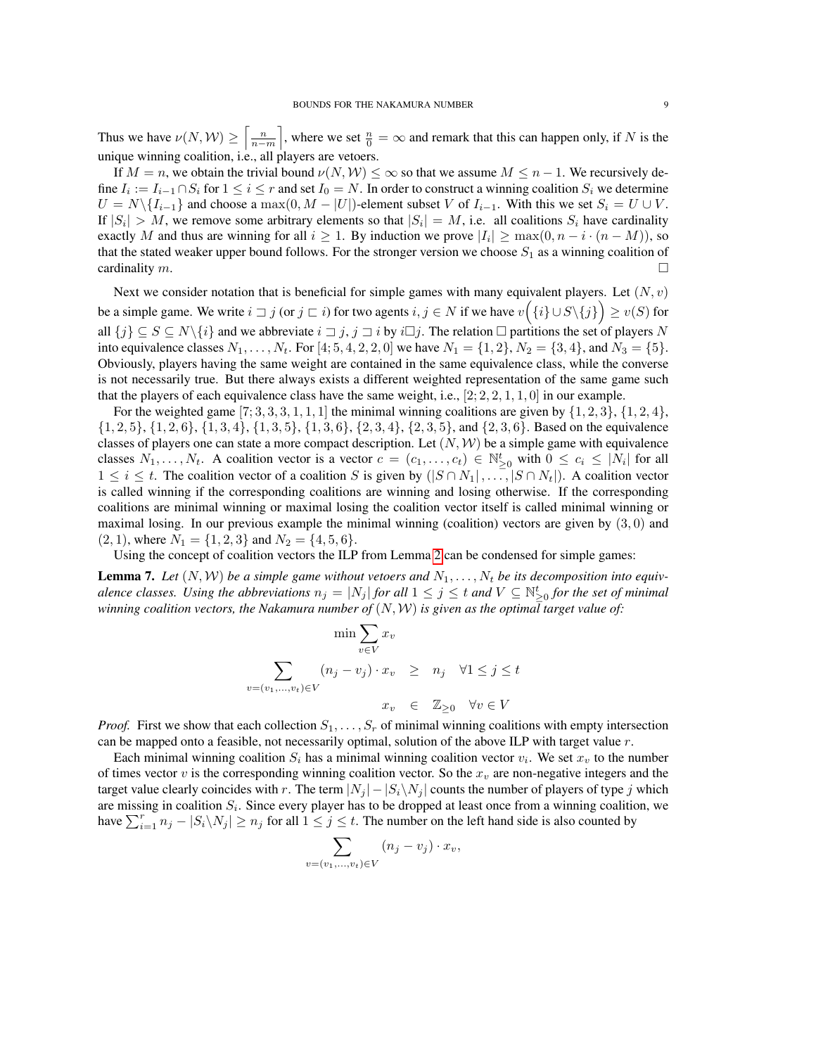Thus we have $\nu(N, \mathcal{W}) \geq \left\lceil \frac{n}{n-m} \right\rceil$, where we set $\frac{n}{0} = \infty$ and remark that this can happen only, if $N$ is the unique winning coalition, i.e., all players are vetoers.

If $M = n$, we obtain the trivial bound $\nu(N, \mathcal{W}) \leq \infty$ so that we assume $M \leq n-1$. We recursively define $I_i := I_{i-1} \cap S_i$ for $1 \leq i \leq r$ and set $I_0 = N$. In order to construct a winning coalition $S_i$ we determine $U = N \backslash \{I_{i-1}\}$ and choose a $\max(0, M - |U|)$-element subset $V$ of $I_{i-1}$. With this we set $S_i = U \cup V$. If $|S_i| > M$, we remove some arbitrary elements so that $|S_i| = M$, i.e. all coalitions $S_i$ have cardinality exactly $M$ and thus are winning for all $i \geq 1$. By induction we prove $|I_i| \geq \max(0, n - i \cdot (n - M))$, so that the stated weaker upper bound follows. For the stronger version we choose $S_1$ as a winning coalition of cardinality $m$. $\square$

Next we consider notation that is beneficial for simple games with many equivalent players. Let $(N, v)$ be a simple game. We write $i \sqsupset j$ (or $j \sqsubset i$) for two agents $i, j \in N$ if we have $v\Big(\{i\} \cup S \backslash \{j\}\Big) \geq v(S)$ for all $\{j\} \subseteq S \subseteq N \backslash \{i\}$ and we abbreviate $i \sqsupset j$, $j \sqsupset i$ by $i \square j$. The relation $\square$ partitions the set of players $N$ into equivalence classes $N_1, \ldots, N_t$. For $[4; 5, 4, 2, 2, 0]$ we have $N_1 = \{1, 2\}$, $N_2 = \{3, 4\}$, and $N_3 = \{5\}$. Obviously, players having the same weight are contained in the same equivalence class, while the converse is not necessarily true. But there always exists a different weighted representation of the same game such that the players of each equivalence class have the same weight, i.e., $[2; 2, 2, 1, 1, 0]$ in our example.

For the weighted game $[7; 3, 3, 3, 1, 1, 1]$ the minimal winning coalitions are given by $\{1, 2, 3\}$, $\{1, 2, 4\}$, $\{1, 2, 5\}$, $\{1, 2, 6\}$, $\{1, 3, 4\}$, $\{1, 3, 5\}$, $\{1, 3, 6\}$, $\{2, 3, 4\}$, $\{2, 3, 5\}$, and $\{2, 3, 6\}$. Based on the equivalence classes of players one can state a more compact description. Let $(N, \mathcal{W})$ be a simple game with equivalence classes $N_1, \ldots, N_t$. A coalition vector is a vector $c = (c_1, \ldots, c_t) \in \mathbb{N}_{\geq 0}^t$ with $0 \leq c_i \leq |N_i|$ for all $1 \leq i \leq t$. The coalition vector of a coalition $S$ is given by $(|S \cap N_1|, \ldots, |S \cap N_t|)$. A coalition vector is called winning if the corresponding coalitions are winning and losing otherwise. If the corresponding coalitions are minimal winning or maximal losing the coalition vector itself is called minimal winning or maximal losing. In our previous example the minimal winning (coalition) vectors are given by $(3, 0)$ and $(2, 1)$, where $N_1 = \{1, 2, 3\}$ and $N_2 = \{4, 5, 6\}$.

Using the concept of coalition vectors the ILP from Lemma 2 can be condensed for simple games:

**Lemma 7.** *Let $(N, \mathcal{W})$ be a simple game without vetoers and $N_1, \ldots, N_t$ be its decomposition into equivalence classes. Using the abbreviations $n_j = |N_j|$ for all $1 \leq j \leq t$ and $V \subseteq \mathbb{N}_{\geq 0}^t$ for the set of minimal winning coalition vectors, the Nakamura number of $(N, \mathcal{W})$ is given as the optimal target value of:*

$$\min \sum_{v \in V} x_v$$

$$\sum_{v=(v_1,\ldots,v_t) \in V} (n_j - v_j) \cdot x_v \quad \geq \quad n_j \quad \forall 1 \leq j \leq t$$

$$x_v \quad \in \quad \mathbb{Z}_{\geq 0} \quad \forall v \in V$$

*Proof.* First we show that each collection $S_1, \ldots, S_r$ of minimal winning coalitions with empty intersection can be mapped onto a feasible, not necessarily optimal, solution of the above ILP with target value $r$.

Each minimal winning coalition $S_i$ has a minimal winning coalition vector $v_i$. We set $x_v$ to the number of times vector $v$ is the corresponding winning coalition vector. So the $x_v$ are non-negative integers and the target value clearly coincides with $r$. The term $|N_j| - |S_i \backslash N_j|$ counts the number of players of type $j$ which are missing in coalition $S_i$. Since every player has to be dropped at least once from a winning coalition, we have $\sum_{i=1}^{r} n_j - |S_i \backslash N_j| \geq n_j$ for all $1 \leq j \leq t$. The number on the left hand side is also counted by

$$\sum_{v=(v_1,\ldots,v_t) \in V} (n_j - v_j) \cdot x_v,$$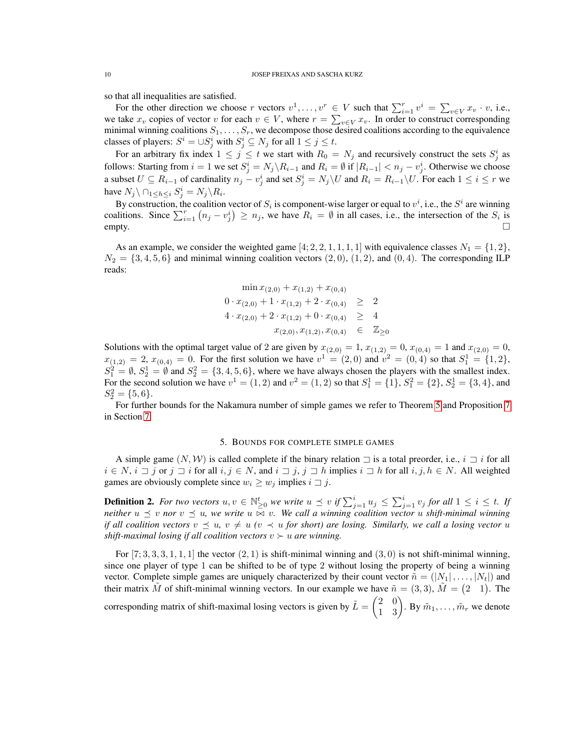so that all inequalities are satisfied.

For the other direction we choose $r$ vectors $v^1, \dots, v^r \in V$ such that $\sum_{i=1}^r v^i = \sum_{v\in V} x_v \cdot v$, i.e., we take $x_v$ copies of vector $v$ for each $v \in V$, where $r = \sum_{v\in V} x_v$. In order to construct corresponding minimal winning coalitions $S_1, \dots, S_r$, we decompose those desired coalitions according to the equivalence classes of players: $S^i = \cup S^i_j$ with $S^i_j \subseteq N_j$ for all $1 \le j \le t$.

For an arbitrary fix index $1 \le j \le t$ we start with $R_0 = N_j$ and recursively construct the sets $S^i_j$ as follows: Starting from $i = 1$ we set $S^i_j = N_j \backslash R_{i-1}$ and $R_i = \emptyset$ if $|R_{i-1}| < n_j - v^i_j$. Otherwise we choose a subset $U \subseteq R_{i-1}$ of cardinality $n_j - v^i_j$ and set $S^i_j = N_j \backslash U$ and $R_i = R_{i-1}\backslash U$. For each $1 \le i \le r$ we have $N_j \backslash \cap_{1\le h\le i} S^i_j = N_j \backslash R_i$.

By construction, the coalition vector of $S_i$ is component-wise larger or equal to $v^i$, i.e., the $S^i$ are winning coalitions. Since $\sum_{i=1}^r \left(n_j - v^i_j\right) \ge n_j$, we have $R_i = \emptyset$ in all cases, i.e., the intersection of the $S_i$ is empty. □

As an example, we consider the weighted game $[4; 2, 2, 1, 1, 1, 1]$ with equivalence classes $N_1 = \{1, 2\}$, $N_2 = \{3, 4, 5, 6\}$ and minimal winning coalition vectors $(2, 0)$, $(1, 2)$, and $(0, 4)$. The corresponding ILP reads:

$$
\begin{array}{rcl}
\min x_{(2,0)} + x_{(1,2)} + x_{(0,4)} & & \\
0 \cdot x_{(2,0)} + 1 \cdot x_{(1,2)} + 2 \cdot x_{(0,4)} & \ge & 2 \\
4 \cdot x_{(2,0)} + 2 \cdot x_{(1,2)} + 0 \cdot x_{(0,4)} & \ge & 4 \\
x_{(2,0)}, x_{(1,2)}, x_{(0,4)} & \in & \mathbb{Z}_{\ge 0}
\end{array}
$$

Solutions with the optimal target value of 2 are given by $x_{(2,0)} = 1$, $x_{(1,2)} = 0$, $x_{(0,4)} = 1$ and $x_{(2,0)} = 0$, $x_{(1,2)} = 2$, $x_{(0,4)} = 0$. For the first solution we have $v^1 = (2, 0)$ and $v^2 = (0, 4)$ so that $S^1_1 = \{1, 2\}$, $S^2_1 = \emptyset$, $S^1_2 = \emptyset$ and $S^2_2 = \{3, 4, 5, 6\}$, where we have always chosen the players with the smallest index. For the second solution we have $v^1 = (1, 2)$ and $v^2 = (1, 2)$ so that $S^1_1 = \{1\}$, $S^2_1 = \{2\}$, $S^1_2 = \{3, 4\}$, and $S^2_2 = \{5, 6\}$.

For further bounds for the Nakamura number of simple games we refer to Theorem 5 and Proposition 7 in Section 7.

## 5. Bounds for complete simple games

A simple game $(N, \mathcal{W})$ is called complete if the binary relation $\sqsupset$ is a total preorder, i.e., $i \sqsupset i$ for all $i \in N$, $i \sqsupset j$ or $j \sqsupset i$ for all $i, j \in N$, and $i \sqsupset j$, $j \sqsupset h$ implies $i \sqsupset h$ for all $i, j, h \in N$. All weighted games are obviously complete since $w_i \ge w_j$ implies $i \sqsupset j$.

**Definition 2.** *For two vectors $u, v \in \mathbb{N}^t_{\ge 0}$ we write $u \preceq v$ if $\sum_{j=1}^i u_j \le \sum_{j=1}^i v_j$ for all $1 \le i \le t$. If neither $u \preceq v$ nor $v \preceq u$, we write $u \bowtie v$. We call a winning coalition vector $u$ shift-minimal winning if all coalition vectors $v \preceq u$, $v \ne u$ ($v \prec u$ for short) are losing. Similarly, we call a losing vector $u$ shift-maximal losing if all coalition vectors $v \succ u$ are winning.*

For $[7; 3, 3, 3, 1, 1, 1]$ the vector $(2, 1)$ is shift-minimal winning and $(3, 0)$ is not shift-minimal winning, since one player of type 1 can be shifted to be of type 2 without losing the property of being a winning vector. Complete simple games are uniquely characterized by their count vector $\tilde{n} = (|N_1|, \dots, |N_t|)$ and their matrix $\tilde{M}$ of shift-minimal winning vectors. In our example we have $\tilde{n} = (3, 3)$, $\tilde{M} = \begin{pmatrix} 2 & 1 \end{pmatrix}$. The corresponding matrix of shift-maximal losing vectors is given by $\tilde{L} = \begin{pmatrix} 2 & 0 \\ 1 & 3 \end{pmatrix}$. By $\tilde{m}_1, \dots, \tilde{m}_r$ we denote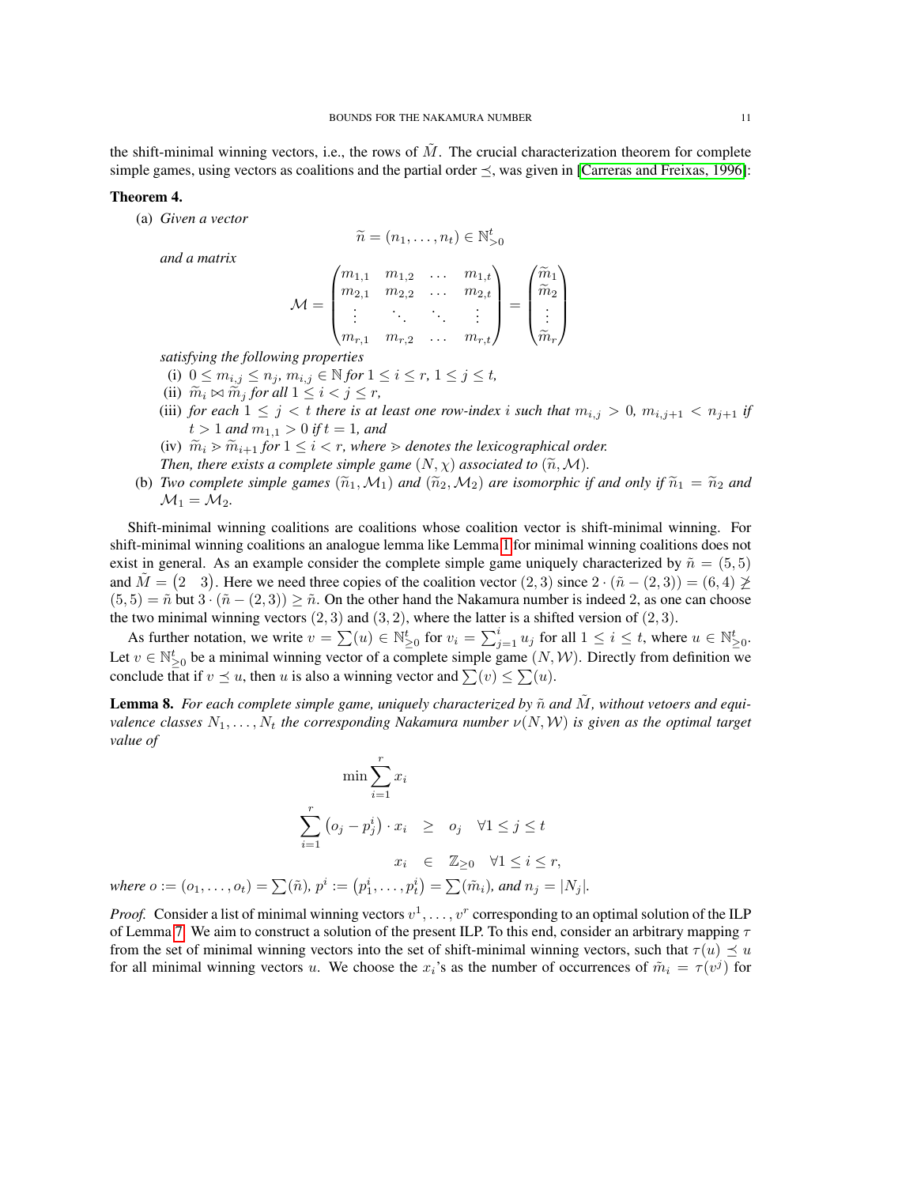the shift-minimal winning vectors, i.e., the rows of $\tilde{M}$. The crucial characterization theorem for complete simple games, using vectors as coalitions and the partial order $\preceq$, was given in [Carreras and Freixas, 1996]:

**Theorem 4.**

(a) *Given a vector*

$$\widetilde{n} = (n_1, \dots, n_t) \in \mathbb{N}^t_{>0}$$

*and a matrix*

$$\mathcal{M} = \begin{pmatrix} m_{1,1} & m_{1,2} & \dots & m_{1,t} \\ m_{2,1} & m_{2,2} & \dots & m_{2,t} \\ \vdots & \ddots & \ddots & \vdots \\ m_{r,1} & m_{r,2} & \dots & m_{r,t} \end{pmatrix} = \begin{pmatrix} \widetilde{m}_1 \\ \widetilde{m}_2 \\ \vdots \\ \widetilde{m}_r \end{pmatrix}$$

*satisfying the following properties*

(i) $0 \le m_{i,j} \le n_j$, $m_{i,j} \in \mathbb{N}$ *for* $1 \le i \le r$, $1 \le j \le t$,

(ii) $\widetilde{m}_i \bowtie \widetilde{m}_j$ *for all* $1 \le i < j \le r$,

(iii) *for each* $1 \le j < t$ *there is at least one row-index* $i$ *such that* $m_{i,j} > 0$, $m_{i,j+1} < n_{j+1}$ *if* $t > 1$ *and* $m_{1,1} > 0$ *if* $t = 1$, *and*

(iv) $\widetilde{m}_i \gtrdot \widetilde{m}_{i+1}$ *for* $1 \le i < r$, *where* $\gtrdot$ *denotes the lexicographical order.*

*Then, there exists a complete simple game* $(N, \chi)$ *associated to* $(\widetilde{n}, \mathcal{M})$.

(b) *Two complete simple games* $(\widetilde{n}_1, \mathcal{M}_1)$ *and* $(\widetilde{n}_2, \mathcal{M}_2)$ *are isomorphic if and only if* $\widetilde{n}_1 = \widetilde{n}_2$ *and* $\mathcal{M}_1 = \mathcal{M}_2$.

Shift-minimal winning coalitions are coalitions whose coalition vector is shift-minimal winning. For shift-minimal winning coalitions an analogue lemma like Lemma 1 for minimal winning coalitions does not exist in general. As an example consider the complete simple game uniquely characterized by $\tilde{n} = (5, 5)$ and $\tilde{M} = \begin{pmatrix} 2 & 3 \end{pmatrix}$. Here we need three copies of the coalition vector $(2, 3)$ since $2 \cdot (\tilde{n} - (2, 3)) = (6, 4) \not\geq (5, 5) = \tilde{n}$ but $3 \cdot (\tilde{n} - (2, 3)) \geq \tilde{n}$. On the other hand the Nakamura number is indeed 2, as one can choose the two minimal winning vectors $(2, 3)$ and $(3, 2)$, where the latter is a shifted version of $(2, 3)$.

As further notation, we write $v = \sum(u) \in \mathbb{N}^t_{\ge 0}$ for $v_i = \sum_{j=1}^{i} u_j$ for all $1 \le i \le t$, where $u \in \mathbb{N}^t_{\ge 0}$. Let $v \in \mathbb{N}^t_{\ge 0}$ be a minimal winning vector of a complete simple game $(N, \mathcal{W})$. Directly from definition we conclude that if $v \preceq u$, then $u$ is also a winning vector and $\sum(v) \le \sum(u)$.

**Lemma 8.** *For each complete simple game, uniquely characterized by* $\tilde{n}$ *and* $\tilde{M}$, *without vetoers and equivalence classes* $N_1, \dots, N_t$ *the corresponding Nakamura number* $\nu(N, \mathcal{W})$ *is given as the optimal target value of*

$$\min \sum_{i=1}^{r} x_i$$

$$\sum_{i=1}^{r} \left(o_j - p^i_j\right) \cdot x_i \quad \ge \quad o_j \quad \forall 1 \le j \le t$$

$$x_i \quad \in \quad \mathbb{Z}_{\ge 0} \quad \forall 1 \le i \le r,$$

*where* $o := (o_1, \dots, o_t) = \sum(\tilde{n})$, $p^i := \left(p^i_1, \dots, p^i_t\right) = \sum(\tilde{m}_i)$, *and* $n_j = |N_j|$.

*Proof.* Consider a list of minimal winning vectors $v^1, \dots, v^r$ corresponding to an optimal solution of the ILP of Lemma 7. We aim to construct a solution of the present ILP. To this end, consider an arbitrary mapping $\tau$ from the set of minimal winning vectors into the set of shift-minimal winning vectors, such that $\tau(u) \preceq u$ for all minimal winning vectors $u$. We choose the $x_i$'s as the number of occurrences of $\tilde{m}_i = \tau(v^j)$ for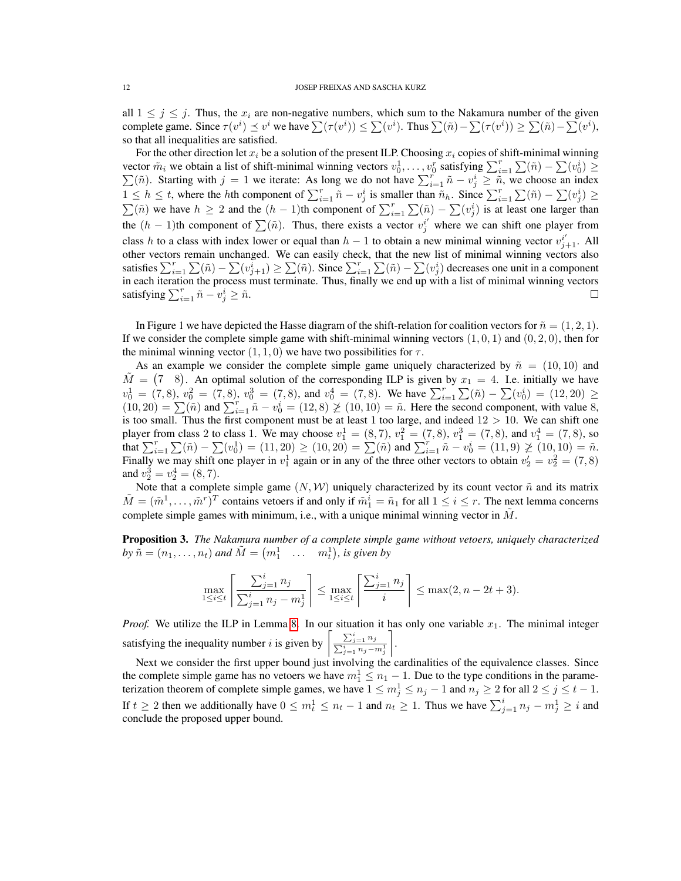all $1 \le j \le j$. Thus, the $x_i$ are non-negative numbers, which sum to the Nakamura number of the given complete game. Since $\tau(v^i) \preceq v^i$ we have $\sum(\tau(v^i)) \le \sum(v^i)$. Thus $\sum(\tilde{n}) - \sum(\tau(v^i)) \ge \sum(\tilde{n}) - \sum(v^i)$, so that all inequalities are satisfied.

For the other direction let $x_i$ be a solution of the present ILP. Choosing $x_i$ copies of shift-minimal winning vector $\tilde{m}_i$ we obtain a list of shift-minimal winning vectors $v_0^1, \dots, v_0^r$ satisfying $\sum_{i=1}^r \sum(\tilde{n}) - \sum(v_0^i) \ge \sum(\tilde{n})$. Starting with $j = 1$ we iterate: As long we do not have $\sum_{i=1}^r \tilde{n} - v_j^i \ge \tilde{n}$, we choose an index $1 \le h \le t$, where the $h$th component of $\sum_{i=1}^r \tilde{n} - v_j^i$ is smaller than $\tilde{n}_h$. Since $\sum_{i=1}^r \sum(\tilde{n}) - \sum(v_j^i) \ge \sum(\tilde{n})$ we have $h \ge 2$ and the $(h-1)$th component of $\sum_{i=1}^r \sum(\tilde{n}) - \sum(v_j^i)$ is at least one larger than the $(h-1)$th component of $\sum(\tilde{n})$. Thus, there exists a vector $v_j^{i'}$ where we can shift one player from class $h$ to a class with index lower or equal than $h-1$ to obtain a new minimal winning vector $v_{j+1}^{i'}$. All other vectors remain unchanged. We can easily check, that the new list of minimal winning vectors also satisfies $\sum_{i=1}^r \sum(\tilde{n}) - \sum(v_{j+1}^i) \ge \sum(\tilde{n})$. Since $\sum_{i=1}^r \sum(\tilde{n}) - \sum(v_j^i)$ decreases one unit in a component in each iteration the process must terminate. Thus, finally we end up with a list of minimal winning vectors satisfying $\sum_{i=1}^r \tilde{n} - v_j^i \ge \tilde{n}$. □

In Figure 1 we have depicted the Hasse diagram of the shift-relation for coalition vectors for $\tilde{n} = (1, 2, 1)$. If we consider the complete simple game with shift-minimal winning vectors $(1, 0, 1)$ and $(0, 2, 0)$, then for the minimal winning vector $(1, 1, 0)$ we have two possibilities for $\tau$.

As an example we consider the complete simple game uniquely characterized by $\tilde{n} = (10, 10)$ and $\tilde{M} = \begin{pmatrix} 7 & 8 \end{pmatrix}$. An optimal solution of the corresponding ILP is given by $x_1 = 4$. I.e. initially we have $v_0^1 = (7, 8)$, $v_0^2 = (7, 8)$, $v_0^3 = (7, 8)$, and $v_0^4 = (7, 8)$. We have $\sum_{i=1}^r \sum(\tilde{n}) - \sum(v_0^i) = (12, 20) \ge (10, 20) = \sum(\tilde{n})$ and $\sum_{i=1}^r \tilde{n} - v_0^i = (12, 8) \not\ge (10, 10) = \tilde{n}$. Here the second component, with value 8, is too small. Thus the first component must be at least 1 too large, and indeed $12 > 10$. We can shift one player from class 2 to class 1. We may choose $v_1^1 = (8, 7)$, $v_1^2 = (7, 8)$, $v_1^3 = (7, 8)$, and $v_1^4 = (7, 8)$, so that $\sum_{i=1}^r \sum(\tilde{n}) - \sum(v_0^1) = (11, 20) \ge (10, 20) = \sum(\tilde{n})$ and $\sum_{i=1}^r \tilde{n} - v_0^i = (11, 9) \not\ge (10, 10) = \tilde{n}$. Finally we may shift one player in $v_1^1$ again or in any of the three other vectors to obtain $v_2' = v_2^2 = (7, 8)$ and $v_2^3 = v_2^4 = (8, 7)$.

Note that a complete simple game $(N, \mathcal{W})$ uniquely characterized by its count vector $\tilde{n}$ and its matrix $\tilde{M} = (\tilde{m}^1, \dots, \tilde{m}^r)^T$ contains vetoers if and only if $\tilde{m}_1^i = \tilde{n}_1$ for all $1 \le i \le r$. The next lemma concerns complete simple games with minimum, i.e., with a unique minimal winning vector in $\tilde{M}$.

**Proposition 3.** *The Nakamura number of a complete simple game without vetoers, uniquely characterized by $\tilde{n} = (n_1, \dots, n_t)$ and $\tilde{M} = \begin{pmatrix} m_1^1 & \dots & m_t^1 \end{pmatrix}$, is given by*

$$\max_{1 \le i \le t} \left\lceil \frac{\sum_{j=1}^i n_j}{\sum_{j=1}^i n_j - m_j^1} \right\rceil \le \max_{1 \le i \le t} \left\lceil \frac{\sum_{j=1}^i n_j}{i} \right\rceil \le \max(2, n - 2t + 3).$$

*Proof.* We utilize the ILP in Lemma 8. In our situation it has only one variable $x_1$. The minimal integer satisfying the inequality number $i$ is given by $\left\lceil \frac{\sum_{j=1}^i n_j}{\sum_{j=1}^i n_j - m_j^1} \right\rceil$.

Next we consider the first upper bound just involving the cardinalities of the equivalence classes. Since the complete simple game has no vetoers we have $m_1^1 \le n_1 - 1$. Due to the type conditions in the parameterization theorem of complete simple games, we have $1 \le m_j^1 \le n_j - 1$ and $n_j \ge 2$ for all $2 \le j \le t - 1$. If $t \ge 2$ then we additionally have $0 \le m_t^1 \le n_t - 1$ and $n_t \ge 1$. Thus we have $\sum_{j=1}^i n_j - m_j^1 \ge i$ and conclude the proposed upper bound.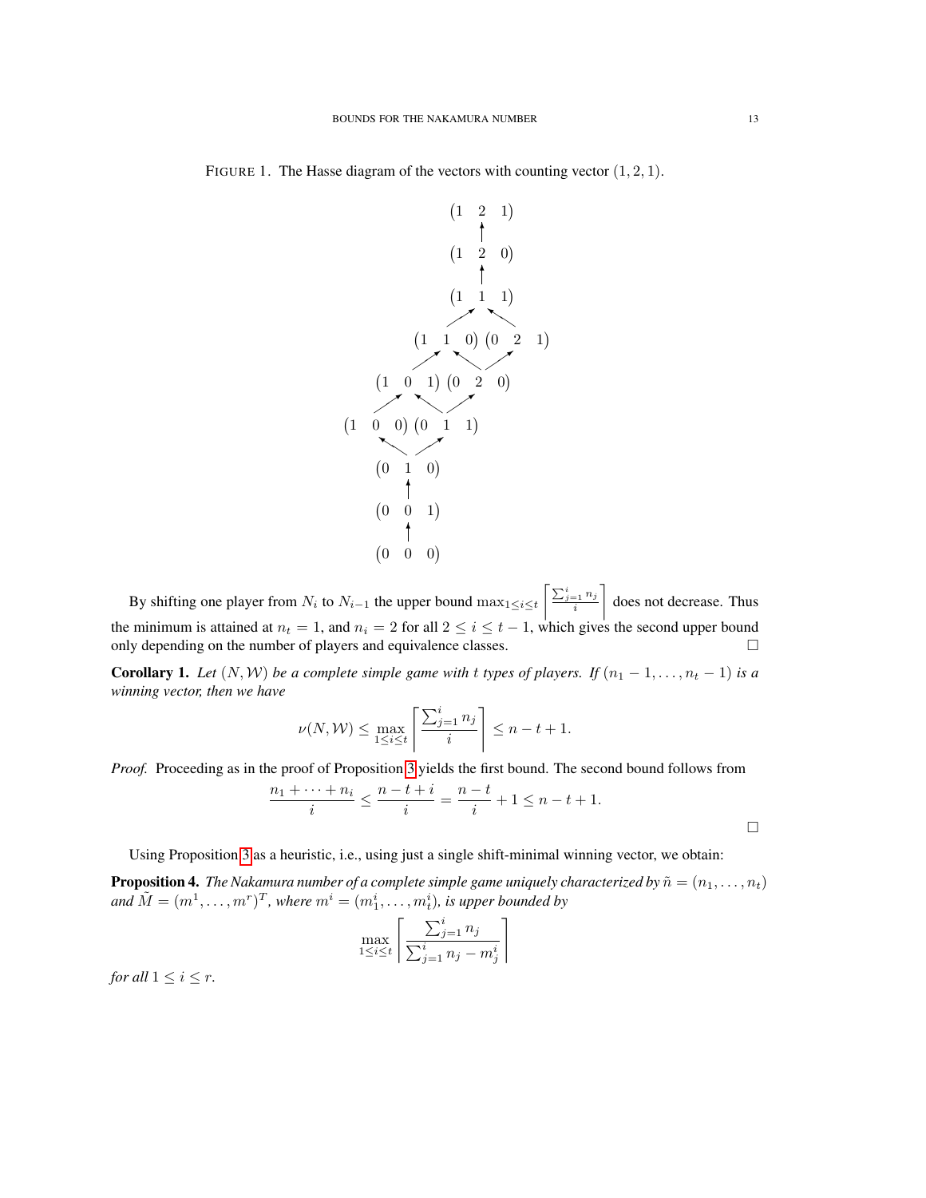FIGURE 1. The Hasse diagram of the vectors with counting vector $(1,2,1)$.

$$
\begin{array}{c}
\begin{pmatrix}1 & 2 & 1\end{pmatrix} \\
\uparrow \\
\begin{pmatrix}1 & 2 & 0\end{pmatrix} \\
\uparrow \\
\begin{pmatrix}1 & 1 & 1\end{pmatrix} \\
\nearrow \quad \nwarrow \\
\begin{pmatrix}1 & 1 & 0\end{pmatrix} \; \begin{pmatrix}0 & 2 & 1\end{pmatrix} \\
\nearrow \quad \nwarrow \quad \nearrow \\
\begin{pmatrix}1 & 0 & 1\end{pmatrix} \; \begin{pmatrix}0 & 2 & 0\end{pmatrix} \\
\nearrow \quad \nwarrow \quad \nearrow \\
\begin{pmatrix}1 & 0 & 0\end{pmatrix} \; \begin{pmatrix}0 & 1 & 1\end{pmatrix} \\
\nwarrow \quad \nearrow \\
\begin{pmatrix}0 & 1 & 0\end{pmatrix} \\
\uparrow \\
\begin{pmatrix}0 & 0 & 1\end{pmatrix} \\
\uparrow \\
\begin{pmatrix}0 & 0 & 0\end{pmatrix}
\end{array}
$$

By shifting one player from $N_i$ to $N_{i-1}$ the upper bound $\max_{1\le i\le t}\left\lceil\frac{\sum_{j=1}^{i} n_j}{i}\right\rceil$ does not decrease. Thus the minimum is attained at $n_t = 1$, and $n_i = 2$ for all $2 \le i \le t-1$, which gives the second upper bound only depending on the number of players and equivalence classes. □

**Corollary 1.** *Let $(N,\mathcal{W})$ be a complete simple game with $t$ types of players. If $(n_1-1,\ldots,n_t-1)$ is a winning vector, then we have*

$$\nu(N,\mathcal{W}) \le \max_{1\le i\le t}\left\lceil\frac{\sum_{j=1}^{i} n_j}{i}\right\rceil \le n-t+1.$$

*Proof.* Proceeding as in the proof of Proposition 3 yields the first bound. The second bound follows from

$$\frac{n_1+\cdots+n_i}{i} \le \frac{n-t+i}{i} = \frac{n-t}{i}+1 \le n-t+1.$$

□

Using Proposition 3 as a heuristic, i.e., using just a single shift-minimal winning vector, we obtain:

**Proposition 4.** *The Nakamura number of a complete simple game uniquely characterized by $\tilde{n} = (n_1,\ldots,n_t)$ and $\tilde{M} = (m^1,\ldots,m^r)^T$, where $m^i = (m^i_1,\ldots,m^i_t)$, is upper bounded by*

$$\max_{1\le i\le t}\left\lceil\frac{\sum_{j=1}^{i} n_j}{\sum_{j=1}^{i} n_j - m^i_j}\right\rceil$$

*for all $1 \le i \le r$.*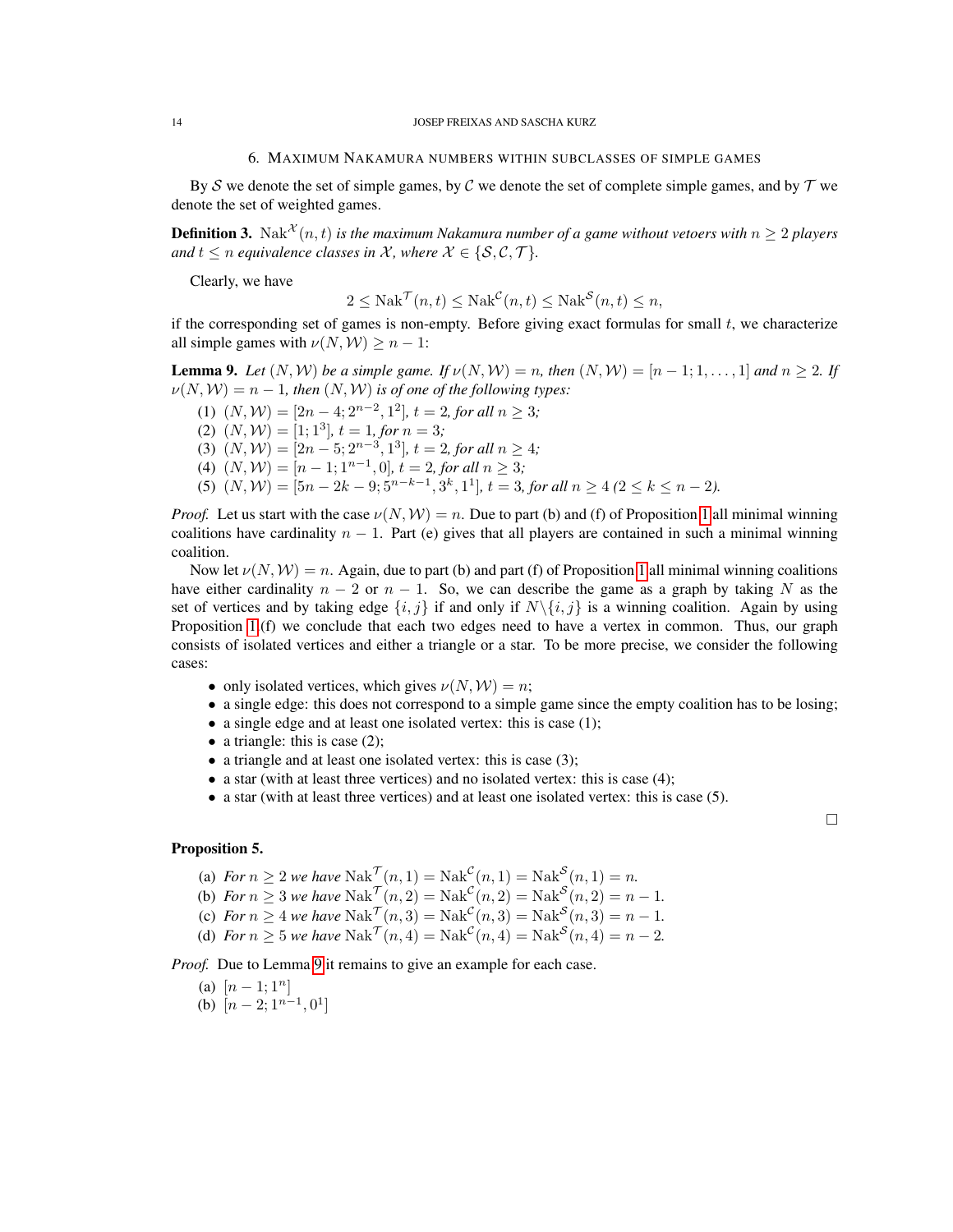## 6. Maximum Nakamura numbers within subclasses of simple games

By $\mathcal{S}$ we denote the set of simple games, by $\mathcal{C}$ we denote the set of complete simple games, and by $\mathcal{T}$ we denote the set of weighted games.

**Definition 3.** $\operatorname{Nak}^{\mathcal{X}}(n,t)$ *is the maximum Nakamura number of a game without vetoers with $n \ge 2$ players and $t \le n$ equivalence classes in $\mathcal{X}$, where $\mathcal{X} \in \{\mathcal{S}, \mathcal{C}, \mathcal{T}\}$.*

Clearly, we have

$$2 \le \operatorname{Nak}^{\mathcal{T}}(n,t) \le \operatorname{Nak}^{\mathcal{C}}(n,t) \le \operatorname{Nak}^{\mathcal{S}}(n,t) \le n,$$

if the corresponding set of games is non-empty. Before giving exact formulas for small $t$, we characterize all simple games with $\nu(N,\mathcal{W}) \ge n-1$:

**Lemma 9.** *Let $(N,\mathcal{W})$ be a simple game. If $\nu(N,\mathcal{W}) = n$, then $(N,\mathcal{W}) = [n-1; 1, \dots, 1]$ and $n \ge 2$. If $\nu(N,\mathcal{W}) = n-1$, then $(N,\mathcal{W})$ is of one of the following types:*

1. $(N,\mathcal{W}) = [2n-4; 2^{n-2}, 1^2]$*, $t = 2$, for all $n \ge 3$;*
2. $(N,\mathcal{W}) = [1; 1^3]$*, $t = 1$, for $n = 3$;*
3. $(N,\mathcal{W}) = [2n-5; 2^{n-3}, 1^3]$*, $t = 2$, for all $n \ge 4$;*
4. $(N,\mathcal{W}) = [n-1; 1^{n-1}, 0]$*, $t = 2$, for all $n \ge 3$;*
5. $(N,\mathcal{W}) = [5n-2k-9; 5^{n-k-1}, 3^k, 1^1]$*, $t = 3$, for all $n \ge 4$ ($2 \le k \le n-2$).*

*Proof.* Let us start with the case $\nu(N,\mathcal{W}) = n$. Due to part (b) and (f) of Proposition 1 all minimal winning coalitions have cardinality $n-1$. Part (e) gives that all players are contained in such a minimal winning coalition.

Now let $\nu(N,\mathcal{W}) = n$. Again, due to part (b) and part (f) of Proposition 1 all minimal winning coalitions have either cardinality $n-2$ or $n-1$. So, we can describe the game as a graph by taking $N$ as the set of vertices and by taking edge $\{i,j\}$ if and only if $N\backslash\{i,j\}$ is a winning coalition. Again by using Proposition 1(f) we conclude that each two edges need to have a vertex in common. Thus, our graph consists of isolated vertices and either a triangle or a star. To be more precise, we consider the following cases:

- only isolated vertices, which gives $\nu(N,\mathcal{W}) = n$;
- a single edge: this does not correspond to a simple game since the empty coalition has to be losing;
- a single edge and at least one isolated vertex: this is case (1);
- a triangle: this is case (2);
- a triangle and at least one isolated vertex: this is case (3);
- a star (with at least three vertices) and no isolated vertex: this is case (4);
- a star (with at least three vertices) and at least one isolated vertex: this is case (5).

□

**Proposition 5.**

(a) *For $n \ge 2$ we have $\operatorname{Nak}^{\mathcal{T}}(n,1) = \operatorname{Nak}^{\mathcal{C}}(n,1) = \operatorname{Nak}^{\mathcal{S}}(n,1) = n$.*

(b) *For $n \ge 3$ we have $\operatorname{Nak}^{\mathcal{T}}(n,2) = \operatorname{Nak}^{\mathcal{C}}(n,2) = \operatorname{Nak}^{\mathcal{S}}(n,2) = n-1$.*

(c) *For $n \ge 4$ we have $\operatorname{Nak}^{\mathcal{T}}(n,3) = \operatorname{Nak}^{\mathcal{C}}(n,3) = \operatorname{Nak}^{\mathcal{S}}(n,3) = n-1$.*

(d) *For $n \ge 5$ we have $\operatorname{Nak}^{\mathcal{T}}(n,4) = \operatorname{Nak}^{\mathcal{C}}(n,4) = \operatorname{Nak}^{\mathcal{S}}(n,4) = n-2$.*

*Proof.* Due to Lemma 9 it remains to give an example for each case.

(a) $[n-1; 1^n]$

(b) $[n-2; 1^{n-1}, 0^1]$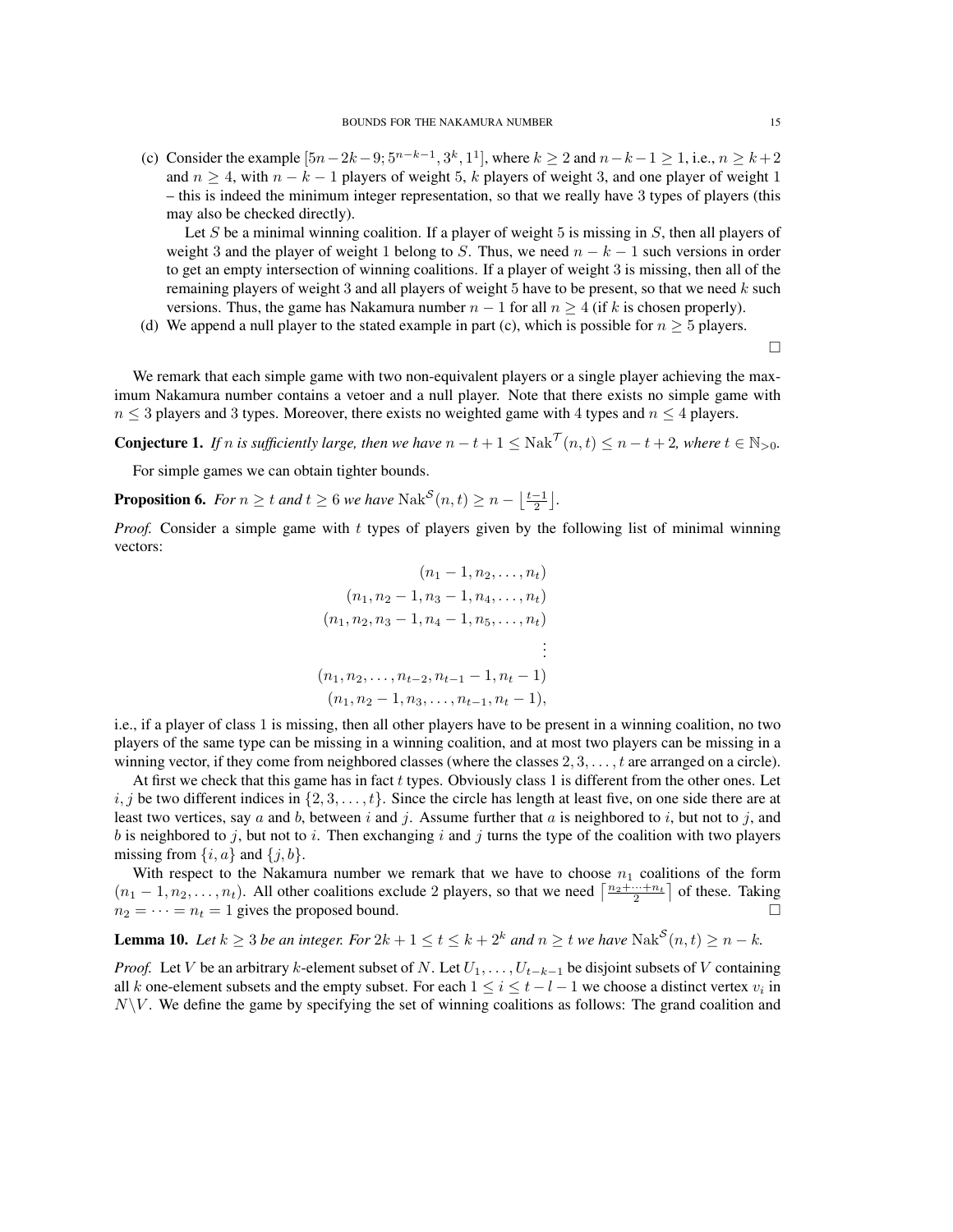(c) Consider the example $[5n-2k-9; 5^{n-k-1}, 3^k, 1^1]$, where $k \geq 2$ and $n-k-1 \geq 1$, i.e., $n \geq k+2$ and $n \geq 4$, with $n-k-1$ players of weight 5, $k$ players of weight 3, and one player of weight 1 – this is indeed the minimum integer representation, so that we really have 3 types of players (this may also be checked directly).

Let $S$ be a minimal winning coalition. If a player of weight 5 is missing in $S$, then all players of weight 3 and the player of weight 1 belong to $S$. Thus, we need $n-k-1$ such versions in order to get an empty intersection of winning coalitions. If a player of weight 3 is missing, then all of the remaining players of weight 3 and all players of weight 5 have to be present, so that we need $k$ such versions. Thus, the game has Nakamura number $n-1$ for all $n \geq 4$ (if $k$ is chosen properly).

(d) We append a null player to the stated example in part (c), which is possible for $n \geq 5$ players.

□

We remark that each simple game with two non-equivalent players or a single player achieving the maximum Nakamura number contains a vetoer and a null player. Note that there exists no simple game with $n \leq 3$ players and 3 types. Moreover, there exists no weighted game with 4 types and $n \leq 4$ players.

**Conjecture 1.** *If $n$ is sufficiently large, then we have $n-t+1 \leq \operatorname{Nak}^{\mathcal{T}}(n,t) \leq n-t+2$, where $t \in \mathbb{N}_{>0}$.*

For simple games we can obtain tighter bounds.

**Proposition 6.** *For $n \geq t$ and $t \geq 6$ we have $\operatorname{Nak}^{\mathcal{S}}(n,t) \geq n - \left\lfloor \frac{t-1}{2} \right\rfloor$.*

*Proof.* Consider a simple game with $t$ types of players given by the following list of minimal winning vectors:

$$
\begin{array}{r}
(n_1-1, n_2, \ldots, n_t) \\
(n_1, n_2-1, n_3-1, n_4, \ldots, n_t) \\
(n_1, n_2, n_3-1, n_4-1, n_5, \ldots, n_t) \\
\vdots \\
(n_1, n_2, \ldots, n_{t-2}, n_{t-1}-1, n_t-1) \\
(n_1, n_2-1, n_3, \ldots, n_{t-1}, n_t-1),
\end{array}
$$

i.e., if a player of class 1 is missing, then all other players have to be present in a winning coalition, no two players of the same type can be missing in a winning coalition, and at most two players can be missing in a winning vector, if they come from neighbored classes (where the classes $2, 3, \ldots, t$ are arranged on a circle).

At first we check that this game has in fact $t$ types. Obviously class 1 is different from the other ones. Let $i, j$ be two different indices in $\{2, 3, \ldots, t\}$. Since the circle has length at least five, on one side there are at least two vertices, say $a$ and $b$, between $i$ and $j$. Assume further that $a$ is neighbored to $i$, but not to $j$, and $b$ is neighbored to $j$, but not to $i$. Then exchanging $i$ and $j$ turns the type of the coalition with two players missing from $\{i, a\}$ and $\{j, b\}$.

With respect to the Nakamura number we remark that we have to choose $n_1$ coalitions of the form $(n_1-1, n_2, \ldots, n_t)$. All other coalitions exclude 2 players, so that we need $\left\lceil \frac{n_2+\cdots+n_t}{2} \right\rceil$ of these. Taking $n_2 = \cdots = n_t = 1$ gives the proposed bound. □

**Lemma 10.** *Let $k \geq 3$ be an integer. For $2k+1 \leq t \leq k+2^k$ and $n \geq t$ we have $\operatorname{Nak}^{\mathcal{S}}(n,t) \geq n-k$.*

*Proof.* Let $V$ be an arbitrary $k$-element subset of $N$. Let $U_1, \ldots, U_{t-k-1}$ be disjoint subsets of $V$ containing all $k$ one-element subsets and the empty subset. For each $1 \leq i \leq t-l-1$ we choose a distinct vertex $v_i$ in $N \backslash V$. We define the game by specifying the set of winning coalitions as follows: The grand coalition and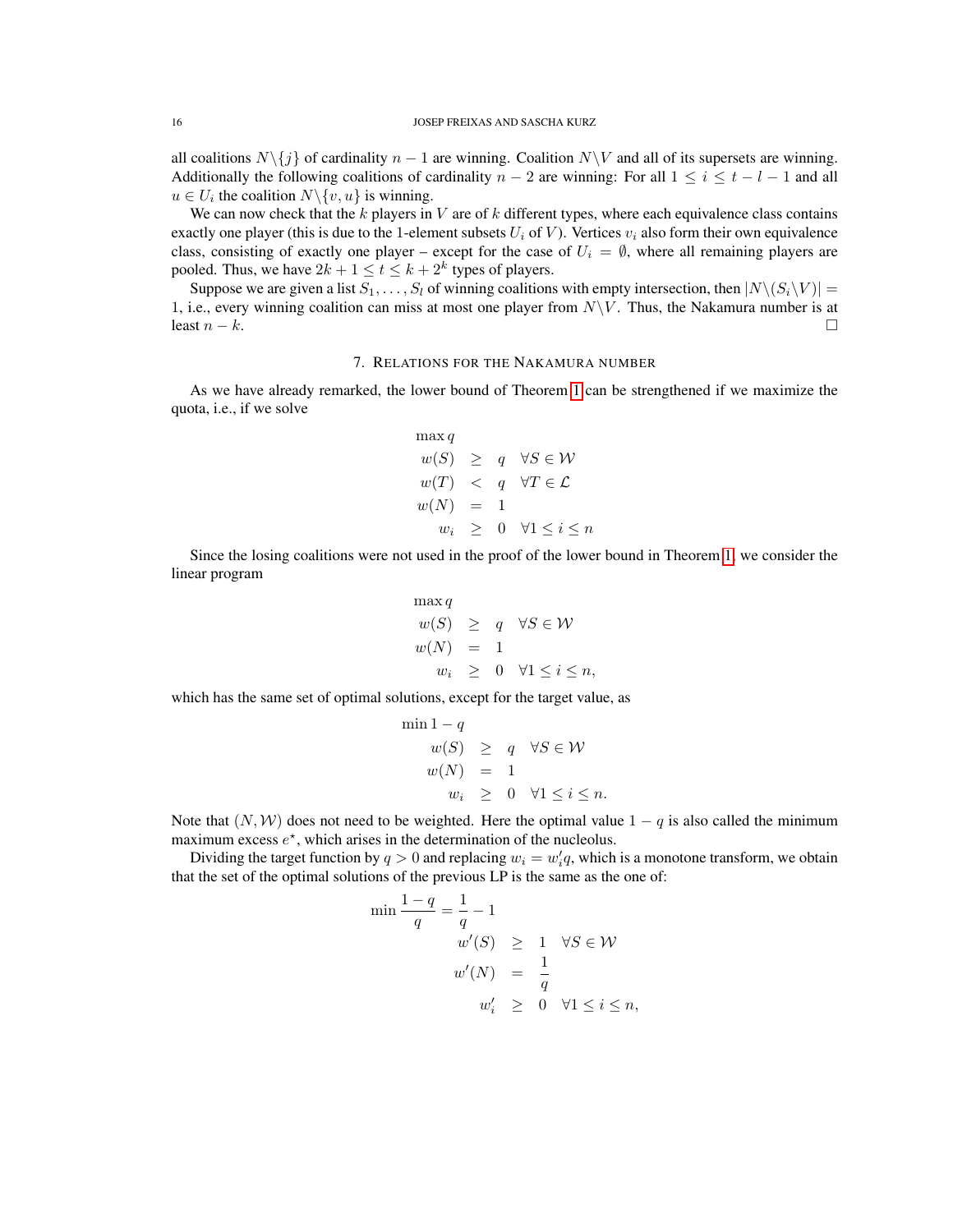all coalitions $N\backslash\{j\}$ of cardinality $n-1$ are winning. Coalition $N\backslash V$ and all of its supersets are winning. Additionally the following coalitions of cardinality $n-2$ are winning: For all $1 \le i \le t-l-1$ and all $u \in U_i$ the coalition $N\backslash\{v,u\}$ is winning.

We can now check that the $k$ players in $V$ are of $k$ different types, where each equivalence class contains exactly one player (this is due to the 1-element subsets $U_i$ of $V$). Vertices $v_i$ also form their own equivalence class, consisting of exactly one player – except for the case of $U_i = \emptyset$, where all remaining players are pooled. Thus, we have $2k+1 \le t \le k+2^k$ types of players.

Suppose we are given a list $S_1, \dots, S_l$ of winning coalitions with empty intersection, then $|N\backslash(S_i\backslash V)| = 1$, i.e., every winning coalition can miss at most one player from $N\backslash V$. Thus, the Nakamura number is at least $n-k$. □

## 7. Relations for the Nakamura number

As we have already remarked, the lower bound of Theorem 1 can be strengthened if we maximize the quota, i.e., if we solve

$$
\begin{array}{rcll}
\max q & & & \\
w(S) & \ge & q & \forall S \in \mathcal{W} \\
w(T) & < & q & \forall T \in \mathcal{L} \\
w(N) & = & 1 & \\
w_i & \ge & 0 & \forall 1 \le i \le n
\end{array}
$$

Since the losing coalitions were not used in the proof of the lower bound in Theorem 1, we consider the linear program

$$
\begin{array}{rcll}
\max q & & & \\
w(S) & \ge & q & \forall S \in \mathcal{W} \\
w(N) & = & 1 & \\
w_i & \ge & 0 & \forall 1 \le i \le n,
\end{array}
$$

which has the same set of optimal solutions, except for the target value, as

$$
\begin{array}{rcll}
\min 1-q & & & \\
w(S) & \ge & q & \forall S \in \mathcal{W} \\
w(N) & = & 1 & \\
w_i & \ge & 0 & \forall 1 \le i \le n.
\end{array}
$$

Note that $(N, \mathcal{W})$ does not need to be weighted. Here the optimal value $1-q$ is also called the minimum maximum excess $e^\star$, which arises in the determination of the nucleolus.

Dividing the target function by $q > 0$ and replacing $w_i = w_i' q$, which is a monotone transform, we obtain that the set of the optimal solutions of the previous LP is the same as the one of:

$$
\begin{array}{rcll}
\min \frac{1-q}{q} = \frac{1}{q} - 1 & & & \\
w'(S) & \ge & 1 & \forall S \in \mathcal{W} \\
w'(N) & = & \frac{1}{q} & \\
w_i' & \ge & 0 & \forall 1 \le i \le n,
\end{array}
$$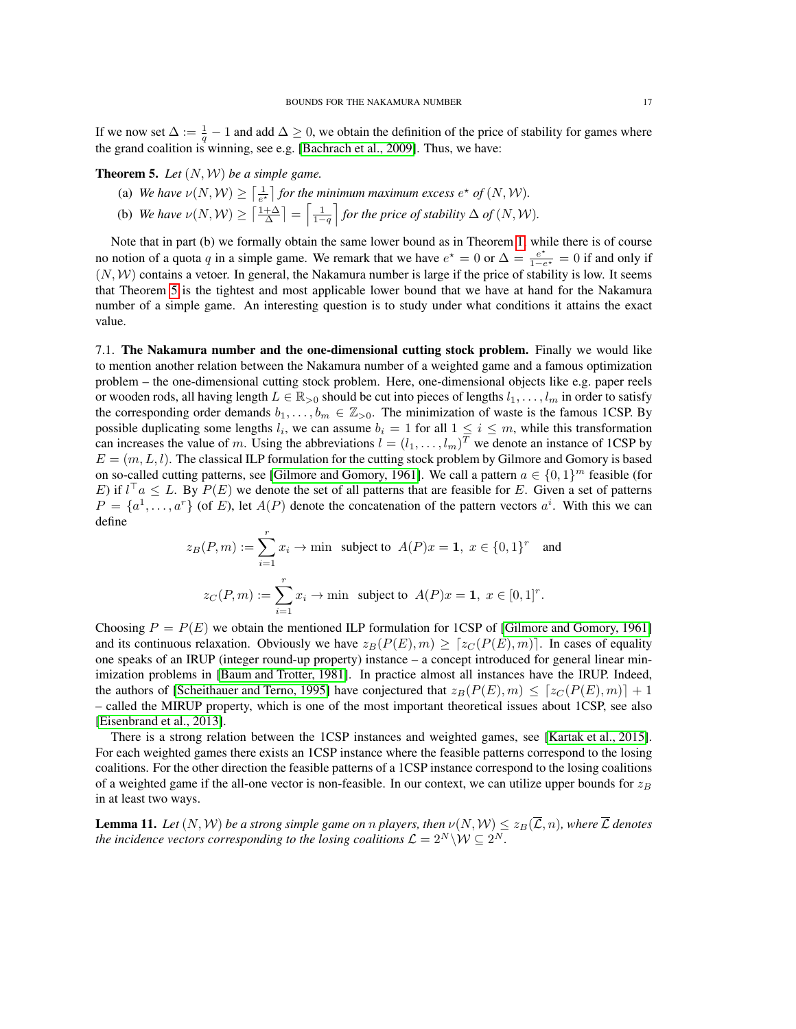If we now set $\Delta := \frac{1}{q} - 1$ and add $\Delta \geq 0$, we obtain the definition of the price of stability for games where the grand coalition is winning, see e.g. [Bachrach et al., 2009]. Thus, we have:

**Theorem 5.** *Let $(N, \mathcal{W})$ be a simple game.*

(a) *We have $\nu(N, \mathcal{W}) \geq \left\lceil \frac{1}{e^\star} \right\rceil$ for the minimum maximum excess $e^\star$ of $(N, \mathcal{W})$.*

(b) *We have $\nu(N, \mathcal{W}) \geq \left\lceil \frac{1+\Delta}{\Delta} \right\rceil = \left\lceil \frac{1}{1-q} \right\rceil$ for the price of stability $\Delta$ of $(N, \mathcal{W})$.*

Note that in part (b) we formally obtain the same lower bound as in Theorem 1, while there is of course no notion of a quota $q$ in a simple game. We remark that we have $e^\star = 0$ or $\Delta = \frac{e^\star}{1-e^\star} = 0$ if and only if $(N, \mathcal{W})$ contains a vetoer. In general, the Nakamura number is large if the price of stability is low. It seems that Theorem 5 is the tightest and most applicable lower bound that we have at hand for the Nakamura number of a simple game. An interesting question is to study under what conditions it attains the exact value.

7.1. **The Nakamura number and the one-dimensional cutting stock problem.** Finally we would like to mention another relation between the Nakamura number of a weighted game and a famous optimization problem – the one-dimensional cutting stock problem. Here, one-dimensional objects like e.g. paper reels or wooden rods, all having length $L \in \mathbb{R}_{>0}$ should be cut into pieces of lengths $l_1, \ldots, l_m$ in order to satisfy the corresponding order demands $b_1, \ldots, b_m \in \mathbb{Z}_{>0}$. The minimization of waste is the famous 1CSP. By possible duplicating some lengths $l_i$, we can assume $b_i = 1$ for all $1 \leq i \leq m$, while this transformation can increases the value of $m$. Using the abbreviations $l = (l_1, \ldots, l_m)^T$ we denote an instance of 1CSP by $E = (m, L, l)$. The classical ILP formulation for the cutting stock problem by Gilmore and Gomory is based on so-called cutting patterns, see [Gilmore and Gomory, 1961]. We call a pattern $a \in \{0,1\}^m$ feasible (for $E$) if $l^\top a \leq L$. By $P(E)$ we denote the set of all patterns that are feasible for $E$. Given a set of patterns $P = \{a^1, \ldots, a^r\}$ (of $E$), let $A(P)$ denote the concatenation of the pattern vectors $a^i$. With this we can define

$$z_B(P, m) := \sum_{i=1}^{r} x_i \to \min \;\; \text{subject to} \;\; A(P)x = \mathbf{1},\; x \in \{0,1\}^r \quad \text{and}$$

$$z_C(P, m) := \sum_{i=1}^{r} x_i \to \min \;\; \text{subject to} \;\; A(P)x = \mathbf{1},\; x \in [0,1]^r.$$

Choosing $P = P(E)$ we obtain the mentioned ILP formulation for 1CSP of [Gilmore and Gomory, 1961] and its continuous relaxation. Obviously we have $z_B(P(E), m) \geq \lceil z_C(P(E), m) \rceil$. In cases of equality one speaks of an IRUP (integer round-up property) instance – a concept introduced for general linear minimization problems in [Baum and Trotter, 1981]. In practice almost all instances have the IRUP. Indeed, the authors of [Scheithauer and Terno, 1995] have conjectured that $z_B(P(E), m) \leq \lceil z_C(P(E), m) \rceil + 1$ – called the MIRUP property, which is one of the most important theoretical issues about 1CSP, see also [Eisenbrand et al., 2013].

There is a strong relation between the 1CSP instances and weighted games, see [Kartak et al., 2015]. For each weighted games there exists an 1CSP instance where the feasible patterns correspond to the losing coalitions. For the other direction the feasible patterns of a 1CSP instance correspond to the losing coalitions of a weighted game if the all-one vector is non-feasible. In our context, we can utilize upper bounds for $z_B$ in at least two ways.

**Lemma 11.** *Let $(N, \mathcal{W})$ be a strong simple game on $n$ players, then $\nu(N, \mathcal{W}) \leq z_B(\overline{\mathcal{L}}, n)$, where $\overline{\mathcal{L}}$ denotes the incidence vectors corresponding to the losing coalitions $\mathcal{L} = 2^N \backslash \mathcal{W} \subseteq 2^N$.*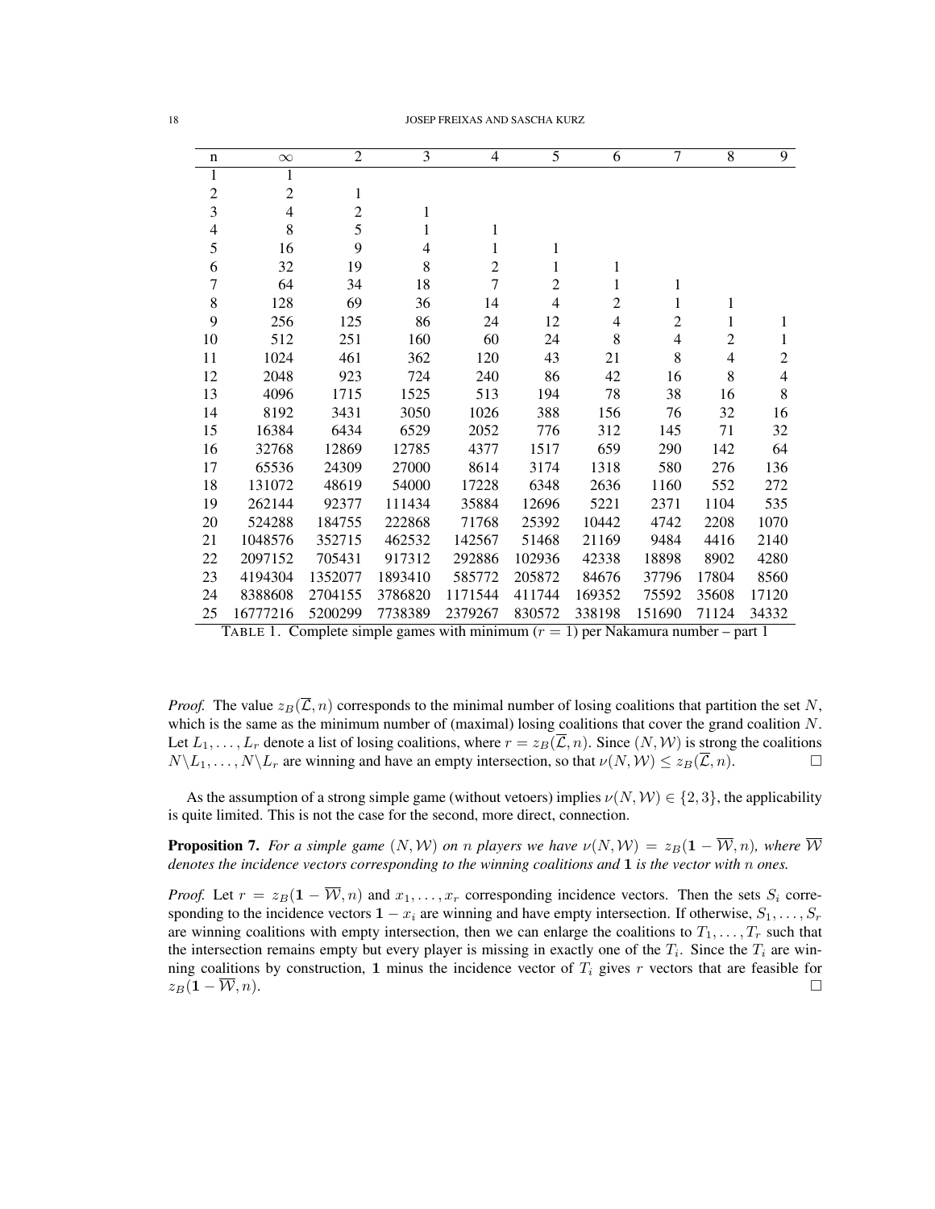| n | $\infty$ | 2 | 3 | 4 | 5 | 6 | 7 | 8 | 9 |
|---|---|---|---|---|---|---|---|---|---|
| 1 | 1 | | | | | | | | |
| 2 | 2 | 1 | | | | | | | |
| 3 | 4 | 2 | 1 | | | | | | |
| 4 | 8 | 5 | 1 | 1 | | | | | |
| 5 | 16 | 9 | 4 | 1 | 1 | | | | |
| 6 | 32 | 19 | 8 | 2 | 1 | 1 | | | |
| 7 | 64 | 34 | 18 | 7 | 2 | 1 | 1 | | |
| 8 | 128 | 69 | 36 | 14 | 4 | 2 | 1 | 1 | |
| 9 | 256 | 125 | 86 | 24 | 12 | 4 | 2 | 1 | 1 |
| 10 | 512 | 251 | 160 | 60 | 24 | 8 | 4 | 2 | 1 |
| 11 | 1024 | 461 | 362 | 120 | 43 | 21 | 8 | 4 | 2 |
| 12 | 2048 | 923 | 724 | 240 | 86 | 42 | 16 | 8 | 4 |
| 13 | 4096 | 1715 | 1525 | 513 | 194 | 78 | 38 | 16 | 8 |
| 14 | 8192 | 3431 | 3050 | 1026 | 388 | 156 | 76 | 32 | 16 |
| 15 | 16384 | 6434 | 6529 | 2052 | 776 | 312 | 145 | 71 | 32 |
| 16 | 32768 | 12869 | 12785 | 4377 | 1517 | 659 | 290 | 142 | 64 |
| 17 | 65536 | 24309 | 27000 | 8614 | 3174 | 1318 | 580 | 276 | 136 |
| 18 | 131072 | 48619 | 54000 | 17228 | 6348 | 2636 | 1160 | 552 | 272 |
| 19 | 262144 | 92377 | 111434 | 35884 | 12696 | 5221 | 2371 | 1104 | 535 |
| 20 | 524288 | 184755 | 222868 | 71768 | 25392 | 10442 | 4742 | 2208 | 1070 |
| 21 | 1048576 | 352715 | 462532 | 142567 | 51468 | 21169 | 9484 | 4416 | 2140 |
| 22 | 2097152 | 705431 | 917312 | 292886 | 102936 | 42338 | 18898 | 8902 | 4280 |
| 23 | 4194304 | 1352077 | 1893410 | 585772 | 205872 | 84676 | 37796 | 17804 | 8560 |
| 24 | 8388608 | 2704155 | 3786820 | 1171544 | 411744 | 169352 | 75592 | 35608 | 17120 |
| 25 | 16777216 | 5200299 | 7738389 | 2379267 | 830572 | 338198 | 151690 | 71124 | 34332 |

TABLE 1. Complete simple games with minimum ($r = 1$) per Nakamura number – part 1

*Proof.* The value $z_B(\overline{\mathcal{L}}, n)$ corresponds to the minimal number of losing coalitions that partition the set $N$, which is the same as the minimum number of (maximal) losing coalitions that cover the grand coalition $N$. Let $L_1, \ldots, L_r$ denote a list of losing coalitions, where $r = z_B(\overline{\mathcal{L}}, n)$. Since $(N, \mathcal{W})$ is strong the coalitions $N \backslash L_1, \ldots, N \backslash L_r$ are winning and have an empty intersection, so that $\nu(N, \mathcal{W}) \leq z_B(\overline{\mathcal{L}}, n)$. □

As the assumption of a strong simple game (without vetoers) implies $\nu(N, \mathcal{W}) \in \{2, 3\}$, the applicability is quite limited. This is not the case for the second, more direct, connection.

**Proposition 7.** *For a simple game $(N, \mathcal{W})$ on $n$ players we have $\nu(N, \mathcal{W}) = z_B(\mathbf{1} - \overline{\mathcal{W}}, n)$, where $\overline{\mathcal{W}}$ denotes the incidence vectors corresponding to the winning coalitions and $\mathbf{1}$ is the vector with $n$ ones.*

*Proof.* Let $r = z_B(\mathbf{1} - \overline{\mathcal{W}}, n)$ and $x_1, \ldots, x_r$ corresponding incidence vectors. Then the sets $S_i$ corresponding to the incidence vectors $\mathbf{1} - x_i$ are winning and have empty intersection. If otherwise, $S_1, \ldots, S_r$ are winning coalitions with empty intersection, then we can enlarge the coalitions to $T_1, \ldots, T_r$ such that the intersection remains empty but every player is missing in exactly one of the $T_i$. Since the $T_i$ are winning coalitions by construction, $\mathbf{1}$ minus the incidence vector of $T_i$ gives $r$ vectors that are feasible for $z_B(\mathbf{1} - \overline{\mathcal{W}}, n)$. □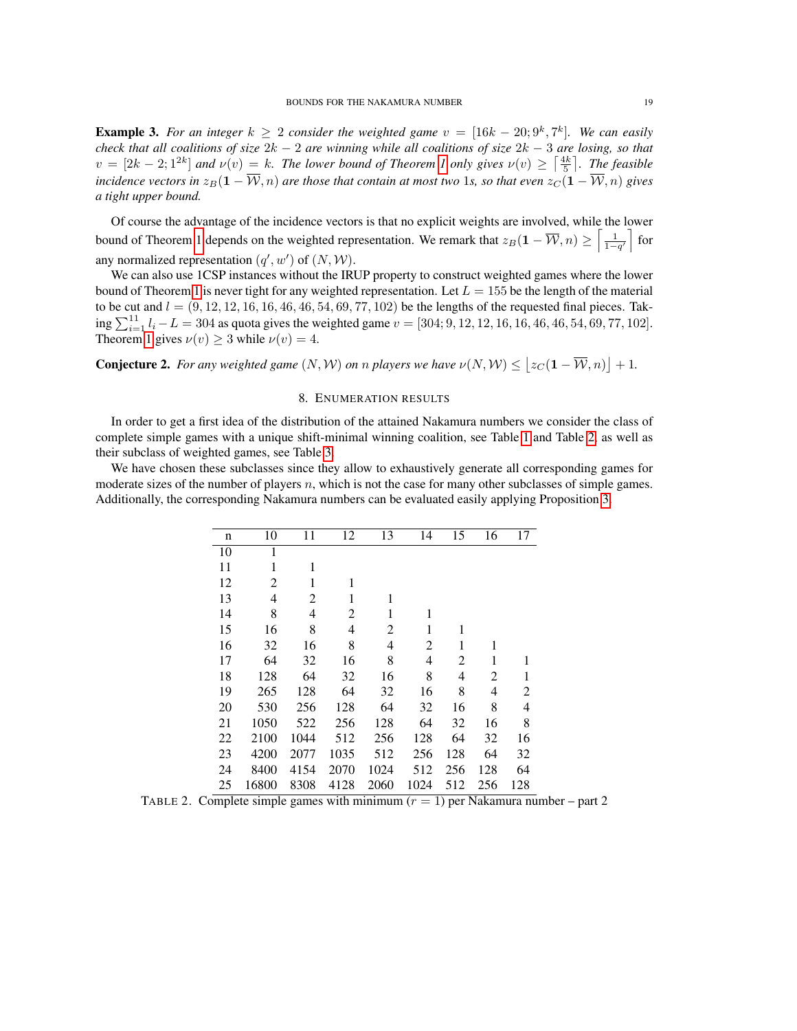**Example 3.** *For an integer $k \geq 2$ consider the weighted game $v = [16k - 20; 9^k, 7^k]$. We can easily check that all coalitions of size $2k - 2$ are winning while all coalitions of size $2k - 3$ are losing, so that $v = [2k - 2; 1^{2k}]$ and $\nu(v) = k$. The lower bound of Theorem 1 only gives $\nu(v) \geq \left\lceil \frac{4k}{5} \right\rceil$. The feasible incidence vectors in $z_B(\mathbf{1} - \overline{\mathcal{W}}, n)$ are those that contain at most two 1s, so that even $z_C(\mathbf{1} - \overline{\mathcal{W}}, n)$ gives a tight upper bound.*

Of course the advantage of the incidence vectors is that no explicit weights are involved, while the lower bound of Theorem 1 depends on the weighted representation. We remark that $z_B(\mathbf{1} - \overline{\mathcal{W}}, n) \geq \left\lceil \frac{1}{1-q'} \right\rceil$ for any normalized representation $(q', w')$ of $(N, \mathcal{W})$.

We can also use 1CSP instances without the IRUP property to construct weighted games where the lower bound of Theorem 1 is never tight for any weighted representation. Let $L = 155$ be the length of the material to be cut and $l = (9, 12, 12, 16, 16, 46, 46, 54, 69, 77, 102)$ be the lengths of the requested final pieces. Taking $\sum_{i=1}^{11} l_i - L = 304$ as quota gives the weighted game $v = [304; 9, 12, 12, 16, 16, 46, 46, 54, 69, 77, 102]$. Theorem 1 gives $\nu(v) \geq 3$ while $\nu(v) = 4$.

**Conjecture 2.** *For any weighted game $(N, \mathcal{W})$ on $n$ players we have $\nu(N, \mathcal{W}) \leq \left\lfloor z_C(\mathbf{1} - \overline{\mathcal{W}}, n) \right\rfloor + 1$.*

## 8. Enumeration results

In order to get a first idea of the distribution of the attained Nakamura numbers we consider the class of complete simple games with a unique shift-minimal winning coalition, see Table 1 and Table 2, as well as their subclass of weighted games, see Table 3.

We have chosen these subclasses since they allow to exhaustively generate all corresponding games for moderate sizes of the number of players $n$, which is not the case for many other subclasses of simple games. Additionally, the corresponding Nakamura numbers can be evaluated easily applying Proposition 3.

| n | 10 | 11 | 12 | 13 | 14 | 15 | 16 | 17 |
|---|---|---|---|---|---|---|---|---|
| 10 | 1 | | | | | | | |
| 11 | 1 | 1 | | | | | | |
| 12 | 2 | 1 | 1 | | | | | |
| 13 | 4 | 2 | 1 | 1 | | | | |
| 14 | 8 | 4 | 2 | 1 | 1 | | | |
| 15 | 16 | 8 | 4 | 2 | 1 | 1 | | |
| 16 | 32 | 16 | 8 | 4 | 2 | 1 | 1 | |
| 17 | 64 | 32 | 16 | 8 | 4 | 2 | 1 | 1 |
| 18 | 128 | 64 | 32 | 16 | 8 | 4 | 2 | 1 |
| 19 | 265 | 128 | 64 | 32 | 16 | 8 | 4 | 2 |
| 20 | 530 | 256 | 128 | 64 | 32 | 16 | 8 | 4 |
| 21 | 1050 | 522 | 256 | 128 | 64 | 32 | 16 | 8 |
| 22 | 2100 | 1044 | 512 | 256 | 128 | 64 | 32 | 16 |
| 23 | 4200 | 2077 | 1035 | 512 | 256 | 128 | 64 | 32 |
| 24 | 8400 | 4154 | 2070 | 1024 | 512 | 256 | 128 | 64 |
| 25 | 16800 | 8308 | 4128 | 2060 | 1024 | 512 | 256 | 128 |

TABLE 2. Complete simple games with minimum ($r = 1$) per Nakamura number – part 2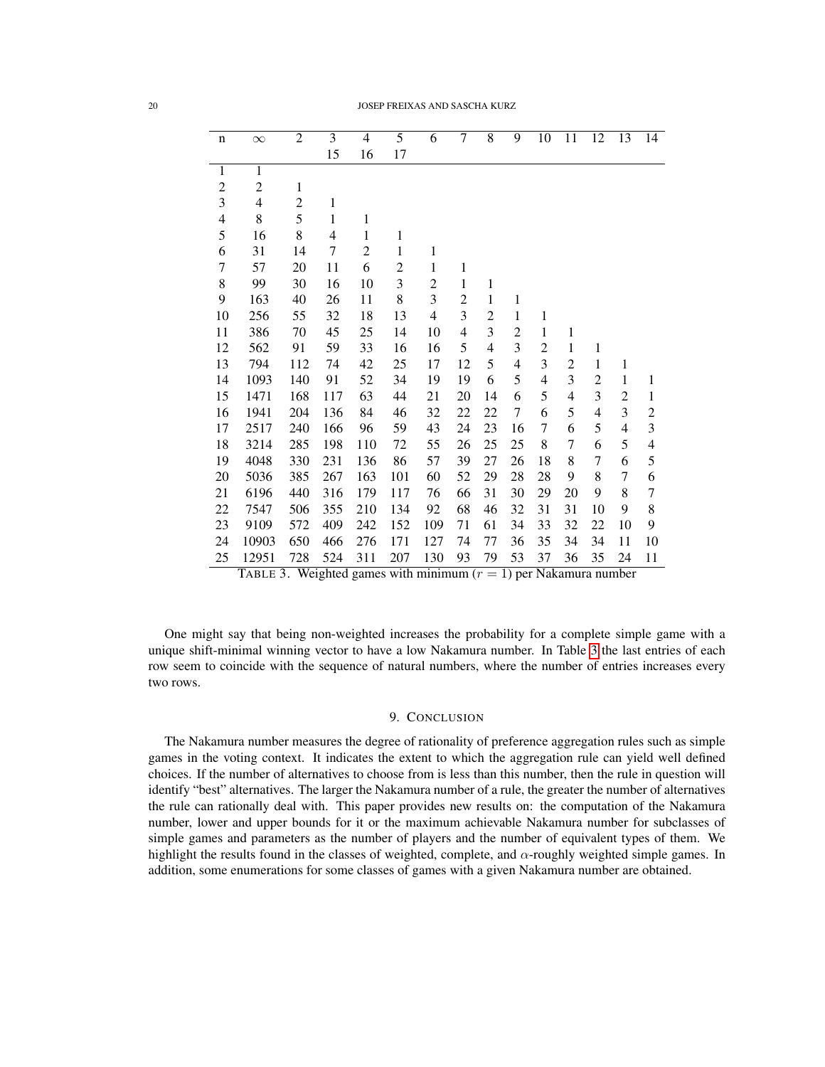| n | $\infty$ | 2 | 3 | 4 | 5 | 6 | 7 | 8 | 9 | 10 | 11 | 12 | 13 | 14 |
|---|---|---|---|---|---|---|---|---|---|---|---|---|---|---|
| | | | 15 | 16 | 17 | | | | | | | | | |
| 1 | 1 | | | | | | | | | | | | | |
| 2 | 2 | 1 | | | | | | | | | | | | |
| 3 | 4 | 2 | 1 | | | | | | | | | | | |
| 4 | 8 | 5 | 1 | 1 | | | | | | | | | | |
| 5 | 16 | 8 | 4 | 1 | 1 | | | | | | | | | |
| 6 | 31 | 14 | 7 | 2 | 1 | 1 | | | | | | | | |
| 7 | 57 | 20 | 11 | 6 | 2 | 1 | 1 | | | | | | | |
| 8 | 99 | 30 | 16 | 10 | 3 | 2 | 1 | 1 | | | | | | |
| 9 | 163 | 40 | 26 | 11 | 8 | 3 | 2 | 1 | 1 | | | | | |
| 10 | 256 | 55 | 32 | 18 | 13 | 4 | 3 | 2 | 1 | 1 | | | | |
| 11 | 386 | 70 | 45 | 25 | 14 | 10 | 4 | 3 | 2 | 1 | 1 | | | |
| 12 | 562 | 91 | 59 | 33 | 16 | 16 | 5 | 4 | 3 | 2 | 1 | 1 | | |
| 13 | 794 | 112 | 74 | 42 | 25 | 17 | 12 | 5 | 4 | 3 | 2 | 1 | 1 | |
| 14 | 1093 | 140 | 91 | 52 | 34 | 19 | 19 | 6 | 5 | 4 | 3 | 2 | 1 | 1 |
| 15 | 1471 | 168 | 117 | 63 | 44 | 21 | 20 | 14 | 6 | 5 | 4 | 3 | 2 | 1 |
| 16 | 1941 | 204 | 136 | 84 | 46 | 32 | 22 | 22 | 7 | 6 | 5 | 4 | 3 | 2 |
| 17 | 2517 | 240 | 166 | 96 | 59 | 43 | 24 | 23 | 16 | 7 | 6 | 5 | 4 | 3 |
| 18 | 3214 | 285 | 198 | 110 | 72 | 55 | 26 | 25 | 25 | 8 | 7 | 6 | 5 | 4 |
| 19 | 4048 | 330 | 231 | 136 | 86 | 57 | 39 | 27 | 26 | 18 | 8 | 7 | 6 | 5 |
| 20 | 5036 | 385 | 267 | 163 | 101 | 60 | 52 | 29 | 28 | 28 | 9 | 8 | 7 | 6 |
| 21 | 6196 | 440 | 316 | 179 | 117 | 76 | 66 | 31 | 30 | 29 | 20 | 9 | 8 | 7 |
| 22 | 7547 | 506 | 355 | 210 | 134 | 92 | 68 | 46 | 32 | 31 | 31 | 10 | 9 | 8 |
| 23 | 9109 | 572 | 409 | 242 | 152 | 109 | 71 | 61 | 34 | 33 | 32 | 22 | 10 | 9 |
| 24 | 10903 | 650 | 466 | 276 | 171 | 127 | 74 | 77 | 36 | 35 | 34 | 34 | 11 | 10 |
| 25 | 12951 | 728 | 524 | 311 | 207 | 130 | 93 | 79 | 53 | 37 | 36 | 35 | 24 | 11 |

TABLE 3. Weighted games with minimum ($r = 1$) per Nakamura number

One might say that being non-weighted increases the probability for a complete simple game with a unique shift-minimal winning vector to have a low Nakamura number. In Table 3 the last entries of each row seem to coincide with the sequence of natural numbers, where the number of entries increases every two rows.

## 9. Conclusion

The Nakamura number measures the degree of rationality of preference aggregation rules such as simple games in the voting context. It indicates the extent to which the aggregation rule can yield well defined choices. If the number of alternatives to choose from is less than this number, then the rule in question will identify "best" alternatives. The larger the Nakamura number of a rule, the greater the number of alternatives the rule can rationally deal with. This paper provides new results on: the computation of the Nakamura number, lower and upper bounds for it or the maximum achievable Nakamura number for subclasses of simple games and parameters as the number of players and the number of equivalent types of them. We highlight the results found in the classes of weighted, complete, and $\alpha$-roughly weighted simple games. In addition, some enumerations for some classes of games with a given Nakamura number are obtained.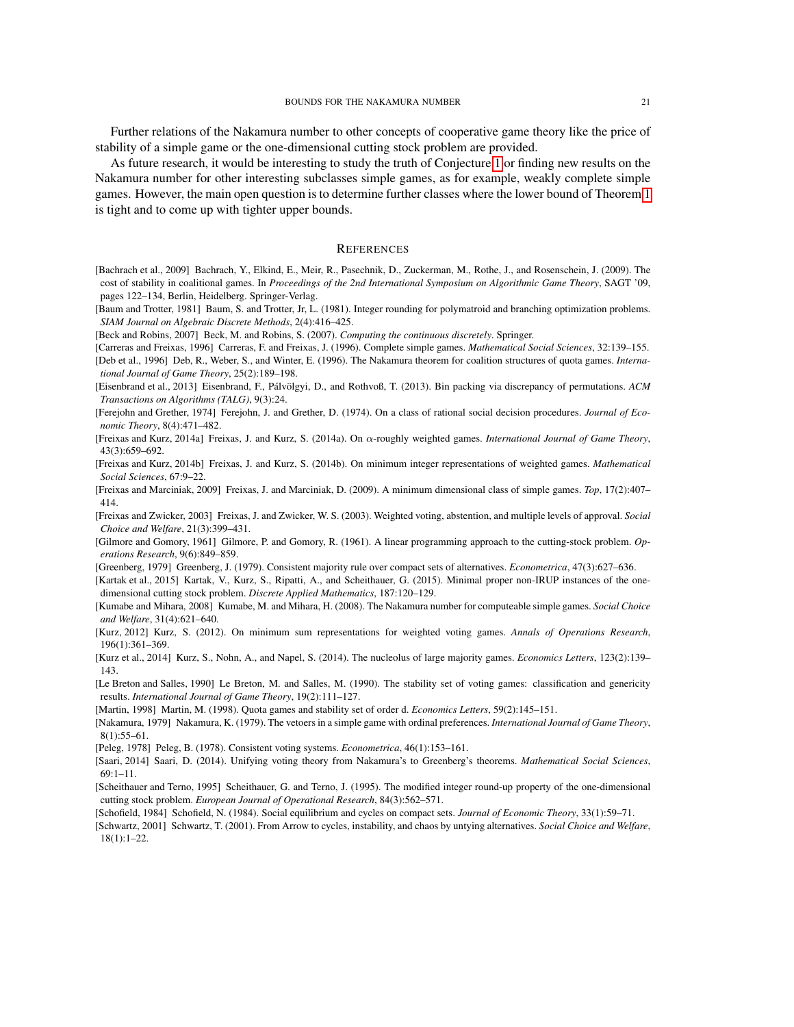Further relations of the Nakamura number to other concepts of cooperative game theory like the price of stability of a simple game or the one-dimensional cutting stock problem are provided.

As future research, it would be interesting to study the truth of Conjecture 1 or finding new results on the Nakamura number for other interesting subclasses simple games, as for example, weakly complete simple games. However, the main open question is to determine further classes where the lower bound of Theorem 1 is tight and to come up with tighter upper bounds.

## REFERENCES

[Bachrach et al., 2009] Bachrach, Y., Elkind, E., Meir, R., Pasechnik, D., Zuckerman, M., Rothe, J., and Rosenschein, J. (2009). The cost of stability in coalitional games. In *Proceedings of the 2nd International Symposium on Algorithmic Game Theory*, SAGT '09, pages 122–134, Berlin, Heidelberg. Springer-Verlag.

[Baum and Trotter, 1981] Baum, S. and Trotter, Jr, L. (1981). Integer rounding for polymatroid and branching optimization problems. *SIAM Journal on Algebraic Discrete Methods*, 2(4):416–425.

[Beck and Robins, 2007] Beck, M. and Robins, S. (2007). *Computing the continuous discretely*. Springer.

[Carreras and Freixas, 1996] Carreras, F. and Freixas, J. (1996). Complete simple games. *Mathematical Social Sciences*, 32:139–155.

[Deb et al., 1996] Deb, R., Weber, S., and Winter, E. (1996). The Nakamura theorem for coalition structures of quota games. *International Journal of Game Theory*, 25(2):189–198.

[Eisenbrand et al., 2013] Eisenbrand, F., Pálvölgyi, D., and Rothvoß, T. (2013). Bin packing via discrepancy of permutations. *ACM Transactions on Algorithms (TALG)*, 9(3):24.

[Ferejohn and Grether, 1974] Ferejohn, J. and Grether, D. (1974). On a class of rational social decision procedures. *Journal of Economic Theory*, 8(4):471–482.

[Freixas and Kurz, 2014a] Freixas, J. and Kurz, S. (2014a). On $\alpha$-roughly weighted games. *International Journal of Game Theory*, 43(3):659–692.

[Freixas and Kurz, 2014b] Freixas, J. and Kurz, S. (2014b). On minimum integer representations of weighted games. *Mathematical Social Sciences*, 67:9–22.

[Freixas and Marciniak, 2009] Freixas, J. and Marciniak, D. (2009). A minimum dimensional class of simple games. *Top*, 17(2):407–414.

[Freixas and Zwicker, 2003] Freixas, J. and Zwicker, W. S. (2003). Weighted voting, abstention, and multiple levels of approval. *Social Choice and Welfare*, 21(3):399–431.

[Gilmore and Gomory, 1961] Gilmore, P. and Gomory, R. (1961). A linear programming approach to the cutting-stock problem. *Operations Research*, 9(6):849–859.

[Greenberg, 1979] Greenberg, J. (1979). Consistent majority rule over compact sets of alternatives. *Econometrica*, 47(3):627–636.

[Kartak et al., 2015] Kartak, V., Kurz, S., Ripatti, A., and Scheithauer, G. (2015). Minimal proper non-IRUP instances of the one-dimensional cutting stock problem. *Discrete Applied Mathematics*, 187:120–129.

[Kumabe and Mihara, 2008] Kumabe, M. and Mihara, H. (2008). The Nakamura number for computeable simple games. *Social Choice and Welfare*, 31(4):621–640.

[Kurz, 2012] Kurz, S. (2012). On minimum sum representations for weighted voting games. *Annals of Operations Research*, 196(1):361–369.

[Kurz et al., 2014] Kurz, S., Nohn, A., and Napel, S. (2014). The nucleolus of large majority games. *Economics Letters*, 123(2):139–143.

[Le Breton and Salles, 1990] Le Breton, M. and Salles, M. (1990). The stability set of voting games: classification and genericity results. *International Journal of Game Theory*, 19(2):111–127.

[Martin, 1998] Martin, M. (1998). Quota games and stability set of order d. *Economics Letters*, 59(2):145–151.

[Nakamura, 1979] Nakamura, K. (1979). The vetoers in a simple game with ordinal preferences. *International Journal of Game Theory*, 8(1):55–61.

[Peleg, 1978] Peleg, B. (1978). Consistent voting systems. *Econometrica*, 46(1):153–161.

[Saari, 2014] Saari, D. (2014). Unifying voting theory from Nakamura's to Greenberg's theorems. *Mathematical Social Sciences*, 69:1–11.

[Scheithauer and Terno, 1995] Scheithauer, G. and Terno, J. (1995). The modified integer round-up property of the one-dimensional cutting stock problem. *European Journal of Operational Research*, 84(3):562–571.

[Schofield, 1984] Schofield, N. (1984). Social equilibrium and cycles on compact sets. *Journal of Economic Theory*, 33(1):59–71.

[Schwartz, 2001] Schwartz, T. (2001). From Arrow to cycles, instability, and chaos by untying alternatives. *Social Choice and Welfare*, 18(1):1–22.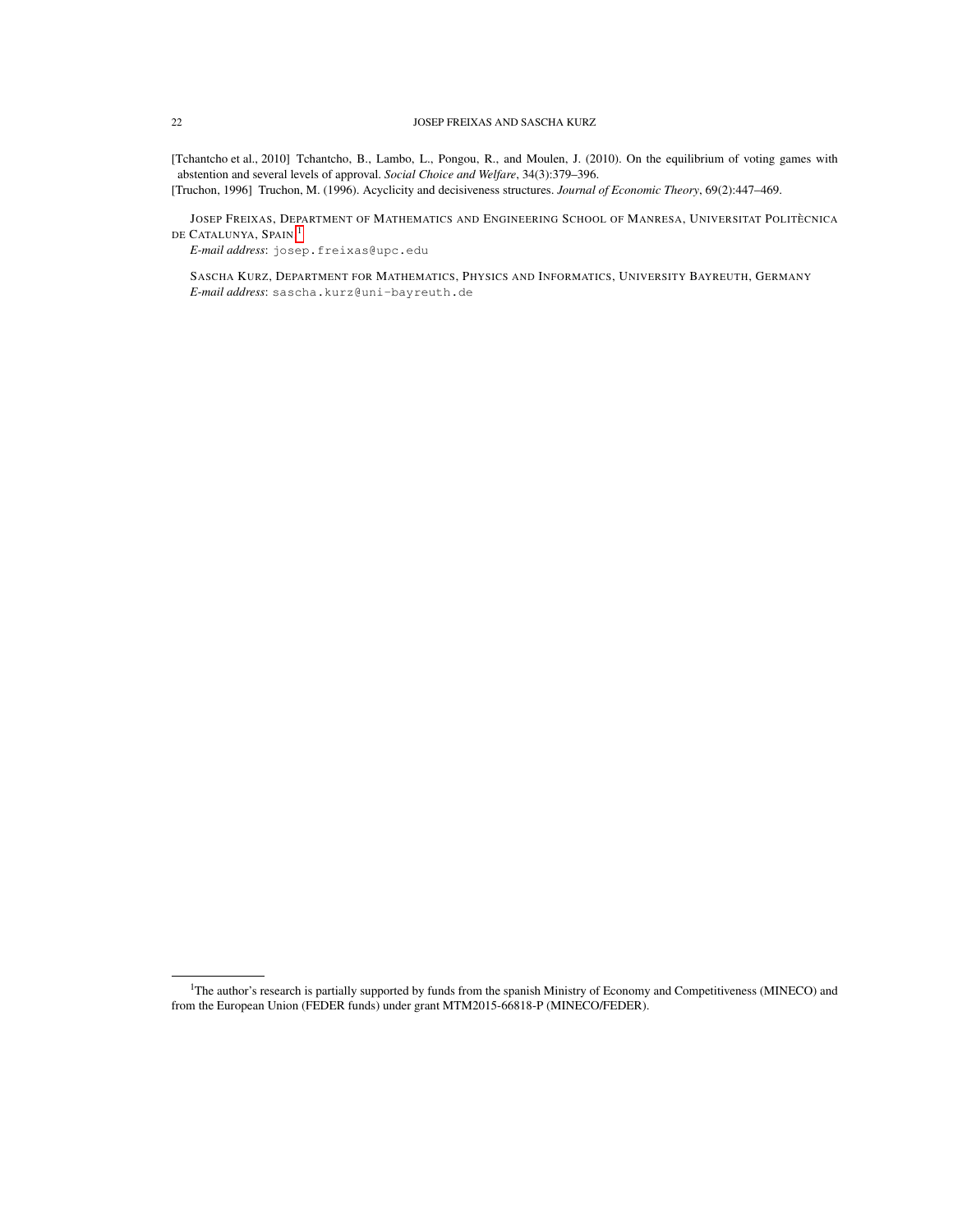[Tchantcho et al., 2010] Tchantcho, B., Lambo, L., Pongou, R., and Moulen, J. (2010). On the equilibrium of voting games with abstention and several levels of approval. *Social Choice and Welfare*, 34(3):379–396.

[Truchon, 1996] Truchon, M. (1996). Acyclicity and decisiveness structures. *Journal of Economic Theory*, 69(2):447–469.

JOSEP FREIXAS, DEPARTMENT OF MATHEMATICS AND ENGINEERING SCHOOL OF MANRESA, UNIVERSITAT POLITÈCNICA DE CATALUNYA, SPAIN [1]

*E-mail address*: josep.freixas@upc.edu

SASCHA KURZ, DEPARTMENT FOR MATHEMATICS, PHYSICS AND INFORMATICS, UNIVERSITY BAYREUTH, GERMANY

*E-mail address*: sascha.kurz@uni-bayreuth.de

[1] The author's research is partially supported by funds from the spanish Ministry of Economy and Competitiveness (MINECO) and from the European Union (FEDER funds) under grant MTM2015-66818-P (MINECO/FEDER).